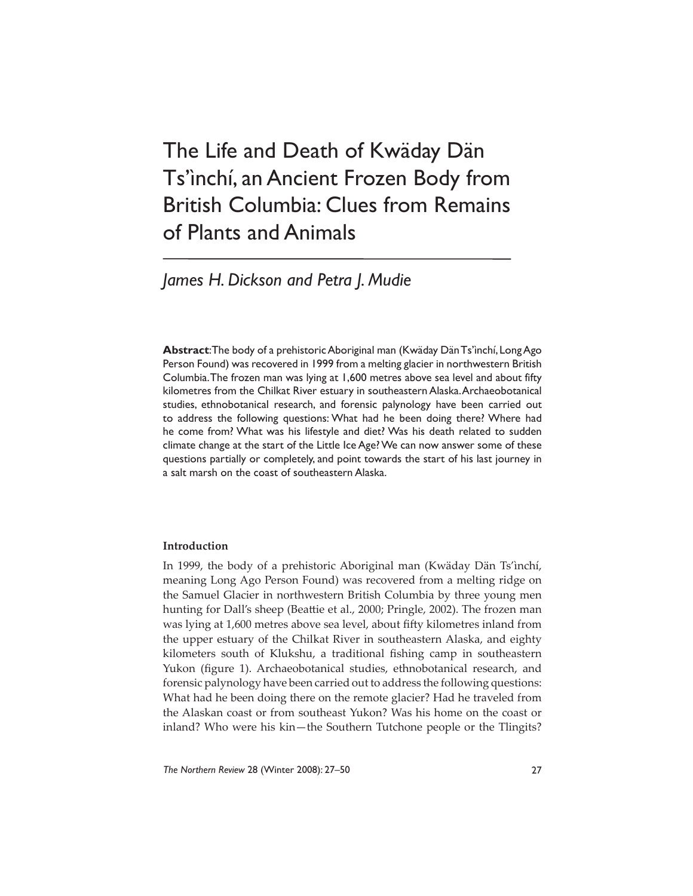# The Life and Death of Kwäday Dän Ts'ìnchí, an Ancient Frozen Body from British Columbia: Clues from Remains of Plants and Animals

*James H. Dickson and Petra J. Mudie*

**Abstract**: The body of a prehistoric Aboriginal man (Kwäday Dän Ts'ìnchí, Long Ago Person Found) was recovered in 1999 from a melting glacier in northwestern British Columbia. The frozen man was lying at 1,600 metres above sea level and about fifty kilometres from the Chilkat River estuary in southeastern Alaska. Archaeobotanical studies, ethnobotanical research, and forensic palynology have been carried out to address the following questions: What had he been doing there? Where had he come from? What was his lifestyle and diet? Was his death related to sudden climate change at the start of the Little Ice Age? We can now answer some of these questions partially or completely, and point towards the start of his last journey in a salt marsh on the coast of southeastern Alaska.

## Introduction

In 1999, the body of a prehistoric Aboriginal man (Kwäday Dän Ts'ìnchí, meaning Long Ago Person Found) was recovered from a melting ridge on the Samuel Glacier in northwestern British Columbia by three young men hunting for Dall's sheep (Beattie et al., 2000; Pringle, 2002). The frozen man was lying at 1,600 metres above sea level, about fifty kilometres inland from the upper estuary of the Chilkat River in southeastern Alaska, and eighty kilometers south of Klukshu, a traditional fishing camp in southeastern Yukon (figure 1). Archaeobotanical studies, ethnobotanical research, and forensic palynology have been carried out to address the following questions: What had he been doing there on the remote glacier? Had he traveled from the Alaskan coast or from southeast Yukon? Was his home on the coast or inland? Who were his kin—the Southern Tutchone people or the Tlingits?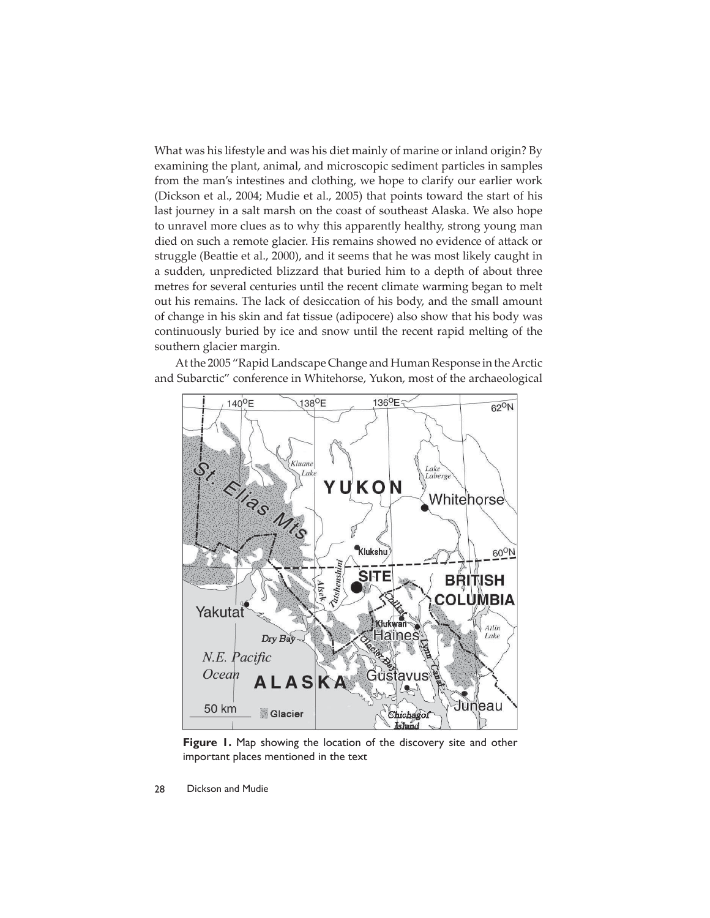What was his lifestyle and was his diet mainly of marine or inland origin? By examining the plant, animal, and microscopic sediment particles in samples from the man's intestines and clothing, we hope to clarify our earlier work (Dickson et al., 2004; Mudie et al., 2005) that points toward the start of his last journey in a salt marsh on the coast of southeast Alaska. We also hope to unravel more clues as to why this apparently healthy, strong young man died on such a remote glacier. His remains showed no evidence of attack or struggle (Beattie et al., 2000), and it seems that he was most likely caught in a sudden, unpredicted blizzard that buried him to a depth of about three metres for several centuries until the recent climate warming began to melt out his remains. The lack of desiccation of his body, and the small amount of change in his skin and fat tissue (adipocere) also show that his body was continuously buried by ice and snow until the recent rapid melting of the southern glacier margin.

At the 2005 "Rapid Landscape Change and Human Response in the Arctic and Subarctic" conference in Whitehorse, Yukon, most of the archaeological

**Figure 1.** Map showing the location of the discovery site and other important places mentioned in the text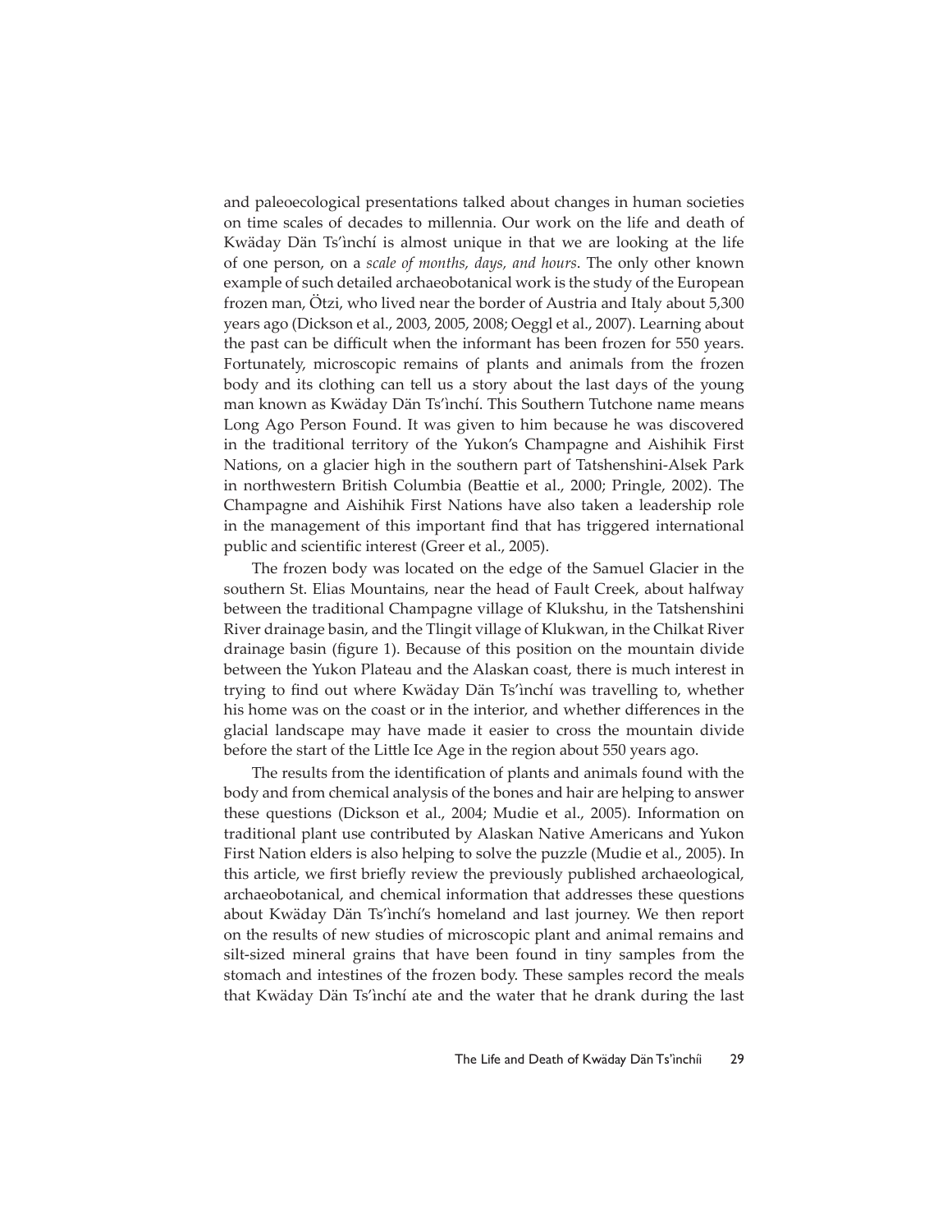and paleoecological presentations talked about changes in human societies on time scales of decades to millennia. Our work on the life and death of Kwäday Dän Ts'ìnchí is almost unique in that we are looking at the life of one person, on a *scale of months, days, and hours*. The only other known example of such detailed archaeobotanical work is the study of the European frozen man, Ötzi, who lived near the border of Austria and Italy about 5,300 years ago (Dickson et al., 2003, 2005, 2008; Oeggl et al., 2007). Learning about the past can be difficult when the informant has been frozen for 550 years. Fortunately, microscopic remains of plants and animals from the frozen body and its clothing can tell us a story about the last days of the young man known as Kwäday Dän Ts'ìnchí. This Southern Tutchone name means Long Ago Person Found. It was given to him because he was discovered in the traditional territory of the Yukon's Champagne and Aishihik First Nations, on a glacier high in the southern part of Tatshenshini-Alsek Park in northwestern British Columbia (Beattie et al., 2000; Pringle, 2002). The Champagne and Aishihik First Nations have also taken a leadership role in the management of this important find that has triggered international public and scientific interest (Greer et al., 2005).

The frozen body was located on the edge of the Samuel Glacier in the southern St. Elias Mountains, near the head of Fault Creek, about halfway between the traditional Champagne village of Klukshu, in the Tatshenshini River drainage basin, and the Tlingit village of Klukwan, in the Chilkat River drainage basin (figure 1). Because of this position on the mountain divide between the Yukon Plateau and the Alaskan coast, there is much interest in trying to find out where Kwäday Dän Ts'ìnchí was travelling to, whether his home was on the coast or in the interior, and whether differences in the glacial landscape may have made it easier to cross the mountain divide before the start of the Little Ice Age in the region about 550 years ago.

The results from the identification of plants and animals found with the body and from chemical analysis of the bones and hair are helping to answer these questions (Dickson et al., 2004; Mudie et al., 2005). Information on traditional plant use contributed by Alaskan Native Americans and Yukon First Nation elders is also helping to solve the puzzle (Mudie et al., 2005). In this article, we first briefly review the previously published archaeological, archaeobotanical, and chemical information that addresses these questions about Kwäday Dän Ts'ìnchí's homeland and last journey. We then report on the results of new studies of microscopic plant and animal remains and silt-sized mineral grains that have been found in tiny samples from the stomach and intestines of the frozen body. These samples record the meals that Kwäday Dän Ts'ìnchí ate and the water that he drank during the last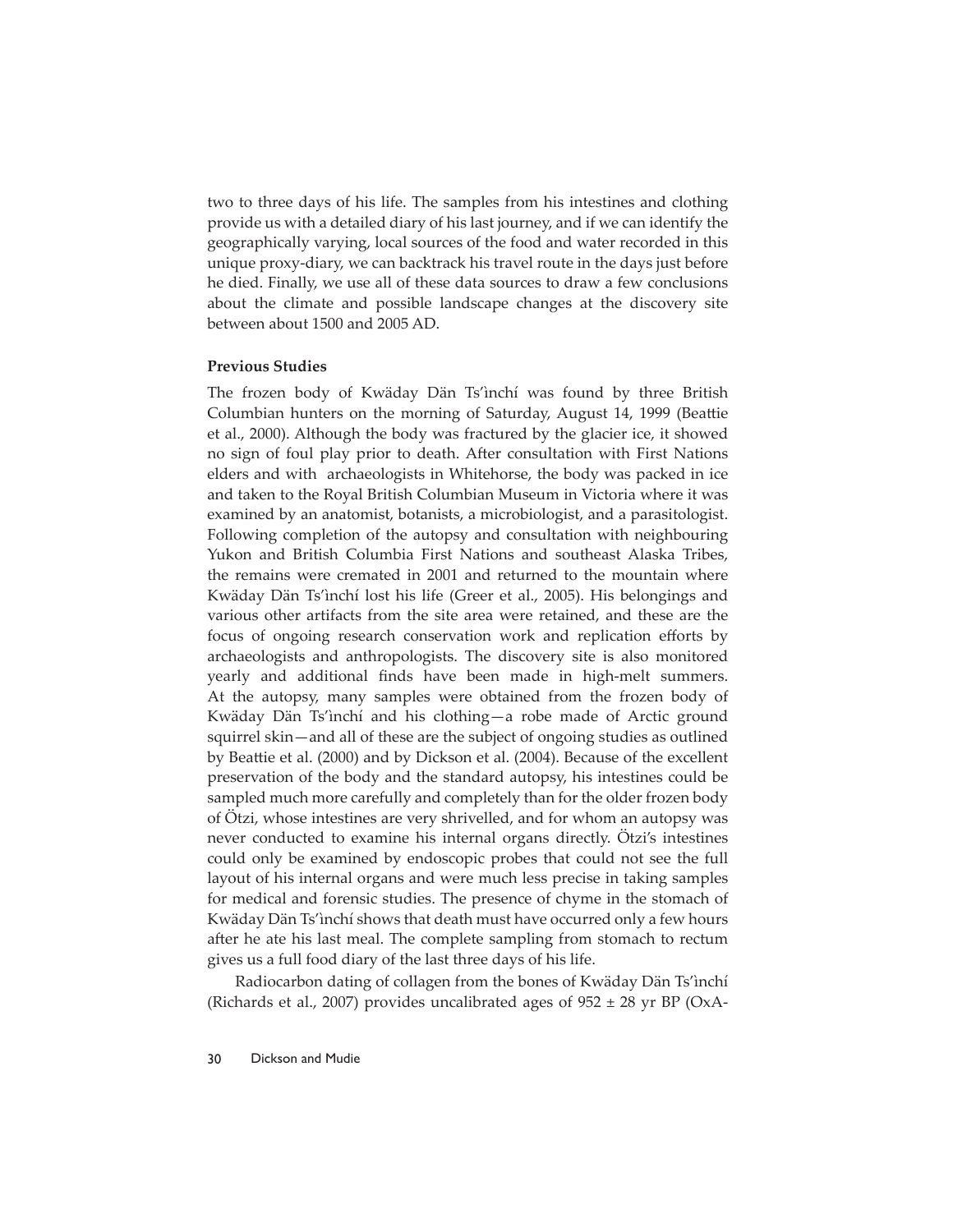two to three days of his life. The samples from his intestines and clothing provide us with a detailed diary of his last journey, and if we can identify the geographically varying, local sources of the food and water recorded in this unique proxy-diary, we can backtrack his travel route in the days just before he died. Finally, we use all of these data sources to draw a few conclusions about the climate and possible landscape changes at the discovery site between about 1500 and 2005 AD.

**Previous Studies**

The frozen body of Kwäday Dän Ts'ìnchí was found by three British Columbian hunters on the morning of Saturday, August 14, 1999 (Beattie et al., 2000). Although the body was fractured by the glacier ice, it showed no sign of foul play prior to death. After consultation with First Nations elders and with archaeologists in Whitehorse, the body was packed in ice and taken to the Royal British Columbian Museum in Victoria where it was examined by an anatomist, botanists, a microbiologist, and a parasitologist. Following completion of the autopsy and consultation with neighbouring Yukon and British Columbia First Nations and southeast Alaska Tribes, the remains were cremated in 2001 and returned to the mountain where Kwäday Dän Ts'ìnchí lost his life (Greer et al., 2005). His belongings and various other artifacts from the site area were retained, and these are the focus of ongoing research conservation work and replication efforts by archaeologists and anthropologists. The discovery site is also monitored yearly and additional finds have been made in high-melt summers. At the autopsy, many samples were obtained from the frozen body of Kwäday Dän Ts'ìnchí and his clothing—a robe made of Arctic ground squirrel skin—and all of these are the subject of ongoing studies as outlined by Beattie et al. (2000) and by Dickson et al. (2004). Because of the excellent preservation of the body and the standard autopsy, his intestines could be sampled much more carefully and completely than for the older frozen body of Ötzi, whose intestines are very shrivelled, and for whom an autopsy was never conducted to examine his internal organs directly. Ötzi's intestines could only be examined by endoscopic probes that could not see the full layout of his internal organs and were much less precise in taking samples for medical and forensic studies. The presence of chyme in the stomach of Kwäday Dän Ts'ìnchí shows that death must have occurred only a few hours after he ate his last meal. The complete sampling from stomach to rectum gives us a full food diary of the last three days of his life.

Radiocarbon dating of collagen from the bones of Kwäday Dän Ts'ìnchí (Richards et al., 2007) provides uncalibrated ages of 952 ± 28 yr BP (OxA-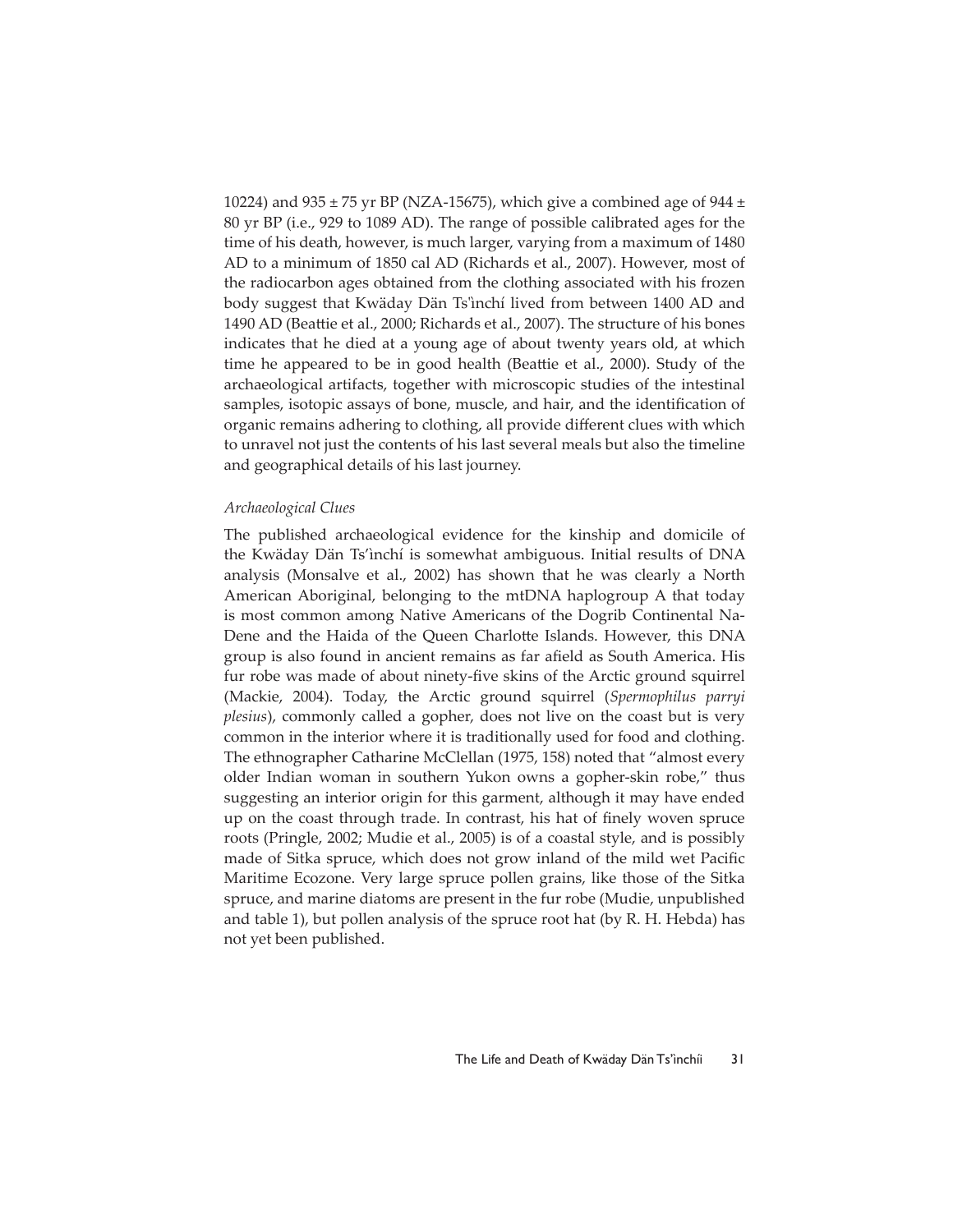10224) and 935 ± 75 yr BP (NZA-15675), which give a combined age of 944 ± 80 yr BP (i.e., 929 to 1089 AD). The range of possible calibrated ages for the time of his death, however, is much larger, varying from a maximum of 1480 AD to a minimum of 1850 cal AD (Richards et al., 2007). However, most of the radiocarbon ages obtained from the clothing associated with his frozen body suggest that Kwäday Dän Ts'ìnchí lived from between 1400 AD and 1490 AD (Beattie et al., 2000; Richards et al., 2007). The structure of his bones indicates that he died at a young age of about twenty years old, at which time he appeared to be in good health (Beattie et al., 2000). Study of the archaeological artifacts, together with microscopic studies of the intestinal samples, isotopic assays of bone, muscle, and hair, and the identification of organic remains adhering to clothing, all provide different clues with which to unravel not just the contents of his last several meals but also the timeline and geographical details of his last journey.

### *Archaeological Clues*

The published archaeological evidence for the kinship and domicile of the Kwäday Dän Ts'ìnchí is somewhat ambiguous. Initial results of DNA analysis (Monsalve et al., 2002) has shown that he was clearly a North American Aboriginal, belonging to the mtDNA haplogroup A that today is most common among Native Americans of the Dogrib Continental Na-Dene and the Haida of the Queen Charlotte Islands. However, this DNA group is also found in ancient remains as far afield as South America. His fur robe was made of about ninety-five skins of the Arctic ground squirrel (Mackie, 2004). Today, the Arctic ground squirrel (*Spermophilus parryi plesius*), commonly called a gopher, does not live on the coast but is very common in the interior where it is traditionally used for food and clothing. The ethnographer Catharine McClellan (1975, 158) noted that "almost every older Indian woman in southern Yukon owns a gopher-skin robe," thus suggesting an interior origin for this garment, although it may have ended up on the coast through trade. In contrast, his hat of finely woven spruce roots (Pringle, 2002; Mudie et al., 2005) is of a coastal style, and is possibly made of Sitka spruce, which does not grow inland of the mild wet Pacific Maritime Ecozone. Very large spruce pollen grains, like those of the Sitka spruce, and marine diatoms are present in the fur robe (Mudie, unpublished and table 1), but pollen analysis of the spruce root hat (by R. H. Hebda) has not yet been published.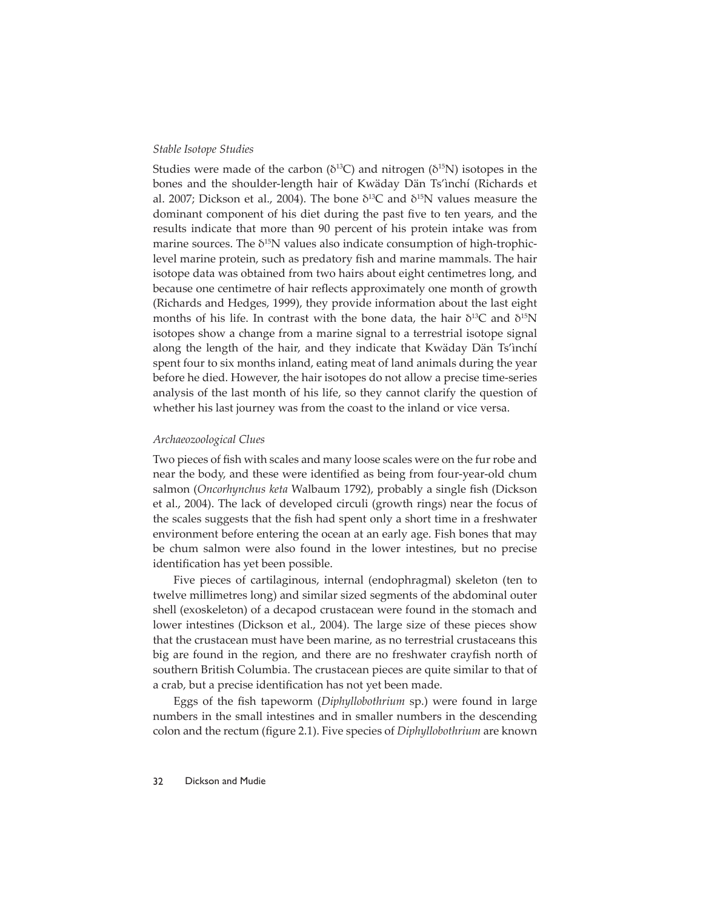### *Stable Isotope Studies*

Studies were made of the carbon ($\delta^{13}C$) and nitrogen ($\delta^{15}N$) isotopes in the bones and the shoulder-length hair of Kwäday Dän Ts'ìnchí (Richards et al. 2007; Dickson et al., 2004). The bone $\delta^{13}C$ and $\delta^{15}N$ values measure the dominant component of his diet during the past five to ten years, and the results indicate that more than 90 percent of his protein intake was from marine sources. The $\delta^{15}N$ values also indicate consumption of high-trophic-level marine protein, such as predatory fish and marine mammals. The hair isotope data was obtained from two hairs about eight centimetres long, and because one centimetre of hair reflects approximately one month of growth (Richards and Hedges, 1999), they provide information about the last eight months of his life. In contrast with the bone data, the hair $\delta^{13}C$ and $\delta^{15}N$ isotopes show a change from a marine signal to a terrestrial isotope signal along the length of the hair, and they indicate that Kwäday Dän Ts'ìnchí spent four to six months inland, eating meat of land animals during the year before he died. However, the hair isotopes do not allow a precise time-series analysis of the last month of his life, so they cannot clarify the question of whether his last journey was from the coast to the inland or vice versa.

### *Archaeozoological Clues*

Two pieces of fish with scales and many loose scales were on the fur robe and near the body, and these were identified as being from four-year-old chum salmon (*Oncorhynchus keta* Walbaum 1792), probably a single fish (Dickson et al., 2004). The lack of developed circuli (growth rings) near the focus of the scales suggests that the fish had spent only a short time in a freshwater environment before entering the ocean at an early age. Fish bones that may be chum salmon were also found in the lower intestines, but no precise identification has yet been possible.

Five pieces of cartilaginous, internal (endophragmal) skeleton (ten to twelve millimetres long) and similar sized segments of the abdominal outer shell (exoskeleton) of a decapod crustacean were found in the stomach and lower intestines (Dickson et al., 2004). The large size of these pieces show that the crustacean must have been marine, as no terrestrial crustaceans this big are found in the region, and there are no freshwater crayfish north of southern British Columbia. The crustacean pieces are quite similar to that of a crab, but a precise identification has not yet been made.

Eggs of the fish tapeworm (*Diphyllobothrium* sp.) were found in large numbers in the small intestines and in smaller numbers in the descending colon and the rectum (figure 2.1). Five species of *Diphyllobothrium* are known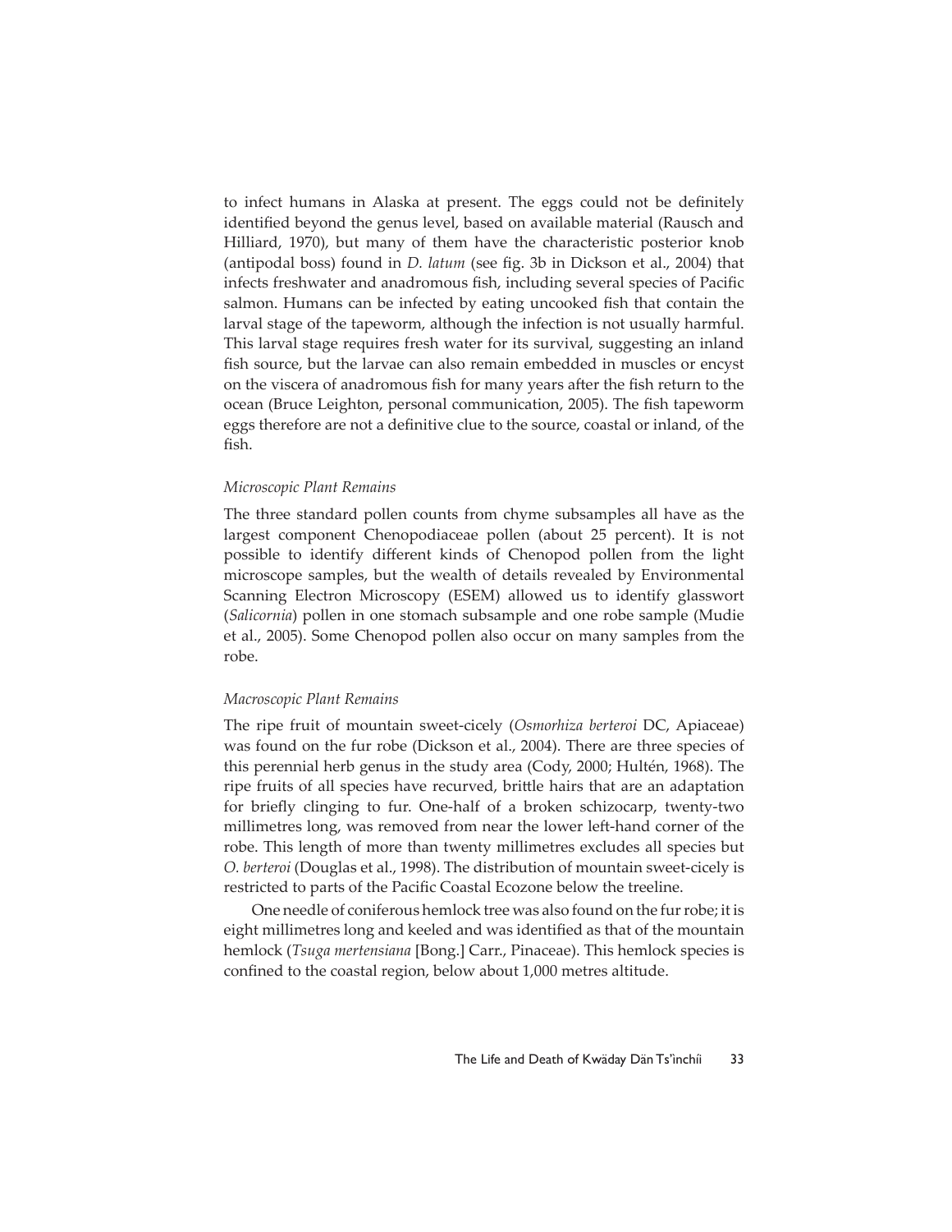to infect humans in Alaska at present. The eggs could not be definitely identified beyond the genus level, based on available material (Rausch and Hilliard, 1970), but many of them have the characteristic posterior knob (antipodal boss) found in *D. latum* (see fig. 3b in Dickson et al., 2004) that infects freshwater and anadromous fish, including several species of Pacific salmon. Humans can be infected by eating uncooked fish that contain the larval stage of the tapeworm, although the infection is not usually harmful. This larval stage requires fresh water for its survival, suggesting an inland fish source, but the larvae can also remain embedded in muscles or encyst on the viscera of anadromous fish for many years after the fish return to the ocean (Bruce Leighton, personal communication, 2005). The fish tapeworm eggs therefore are not a definitive clue to the source, coastal or inland, of the fish.

### *Microscopic Plant Remains*

The three standard pollen counts from chyme subsamples all have as the largest component Chenopodiaceae pollen (about 25 percent). It is not possible to identify different kinds of Chenopod pollen from the light microscope samples, but the wealth of details revealed by Environmental Scanning Electron Microscopy (ESEM) allowed us to identify glasswort (*Salicornia*) pollen in one stomach subsample and one robe sample (Mudie et al., 2005). Some Chenopod pollen also occur on many samples from the robe.

### *Macroscopic Plant Remains*

The ripe fruit of mountain sweet-cicely (*Osmorhiza berteroi* DC, Apiaceae) was found on the fur robe (Dickson et al., 2004). There are three species of this perennial herb genus in the study area (Cody, 2000; Hultén, 1968). The ripe fruits of all species have recurved, brittle hairs that are an adaptation for briefly clinging to fur. One-half of a broken schizocarp, twenty-two millimetres long, was removed from near the lower left-hand corner of the robe. This length of more than twenty millimetres excludes all species but *O. berteroi* (Douglas et al., 1998). The distribution of mountain sweet-cicely is restricted to parts of the Pacific Coastal Ecozone below the treeline.

One needle of coniferous hemlock tree was also found on the fur robe; it is eight millimetres long and keeled and was identified as that of the mountain hemlock (*Tsuga mertensiana* [Bong.] Carr., Pinaceae). This hemlock species is confined to the coastal region, below about 1,000 metres altitude.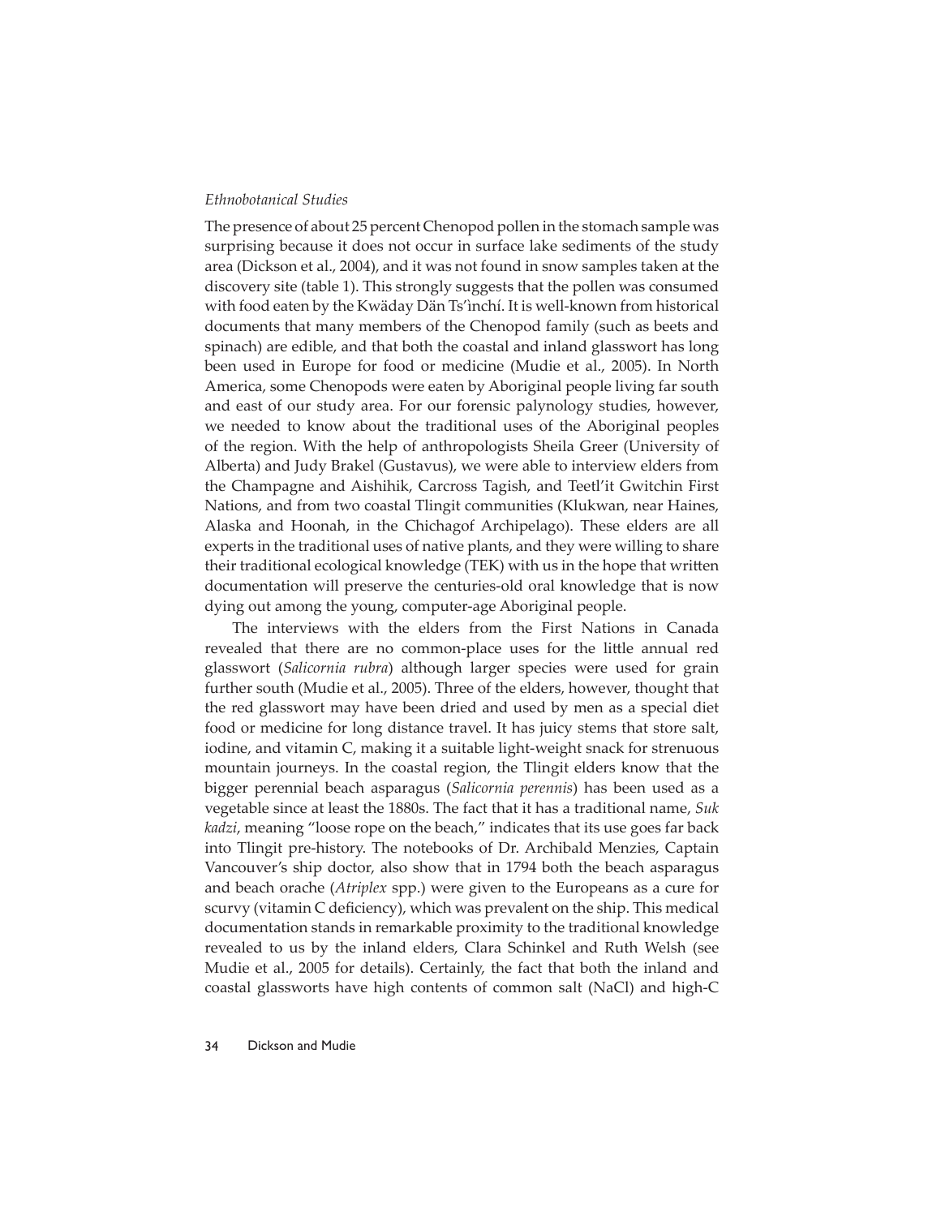### *Ethnobotanical Studies*

The presence of about 25 percent Chenopod pollen in the stomach sample was surprising because it does not occur in surface lake sediments of the study area (Dickson et al., 2004), and it was not found in snow samples taken at the discovery site (table 1). This strongly suggests that the pollen was consumed with food eaten by the Kwäday Dän Ts'ìnchí. It is well-known from historical documents that many members of the Chenopod family (such as beets and spinach) are edible, and that both the coastal and inland glasswort has long been used in Europe for food or medicine (Mudie et al., 2005). In North America, some Chenopods were eaten by Aboriginal people living far south and east of our study area. For our forensic palynology studies, however, we needed to know about the traditional uses of the Aboriginal peoples of the region. With the help of anthropologists Sheila Greer (University of Alberta) and Judy Brakel (Gustavus), we were able to interview elders from the Champagne and Aishihik, Carcross Tagish, and Teetl'it Gwitchin First Nations, and from two coastal Tlingit communities (Klukwan, near Haines, Alaska and Hoonah, in the Chichagof Archipelago). These elders are all experts in the traditional uses of native plants, and they were willing to share their traditional ecological knowledge (TEK) with us in the hope that written documentation will preserve the centuries-old oral knowledge that is now dying out among the young, computer-age Aboriginal people.

The interviews with the elders from the First Nations in Canada revealed that there are no common-place uses for the little annual red glasswort (*Salicornia rubra*) although larger species were used for grain further south (Mudie et al., 2005). Three of the elders, however, thought that the red glasswort may have been dried and used by men as a special diet food or medicine for long distance travel. It has juicy stems that store salt, iodine, and vitamin C, making it a suitable light-weight snack for strenuous mountain journeys. In the coastal region, the Tlingit elders know that the bigger perennial beach asparagus (*Salicornia perennis*) has been used as a vegetable since at least the 1880s. The fact that it has a traditional name, *Suk kadzi*, meaning "loose rope on the beach," indicates that its use goes far back into Tlingit pre-history. The notebooks of Dr. Archibald Menzies, Captain Vancouver's ship doctor, also show that in 1794 both the beach asparagus and beach orache (*Atriplex* spp.) were given to the Europeans as a cure for scurvy (vitamin C deficiency), which was prevalent on the ship. This medical documentation stands in remarkable proximity to the traditional knowledge revealed to us by the inland elders, Clara Schinkel and Ruth Welsh (see Mudie et al., 2005 for details). Certainly, the fact that both the inland and coastal glassworts have high contents of common salt (NaCl) and high-C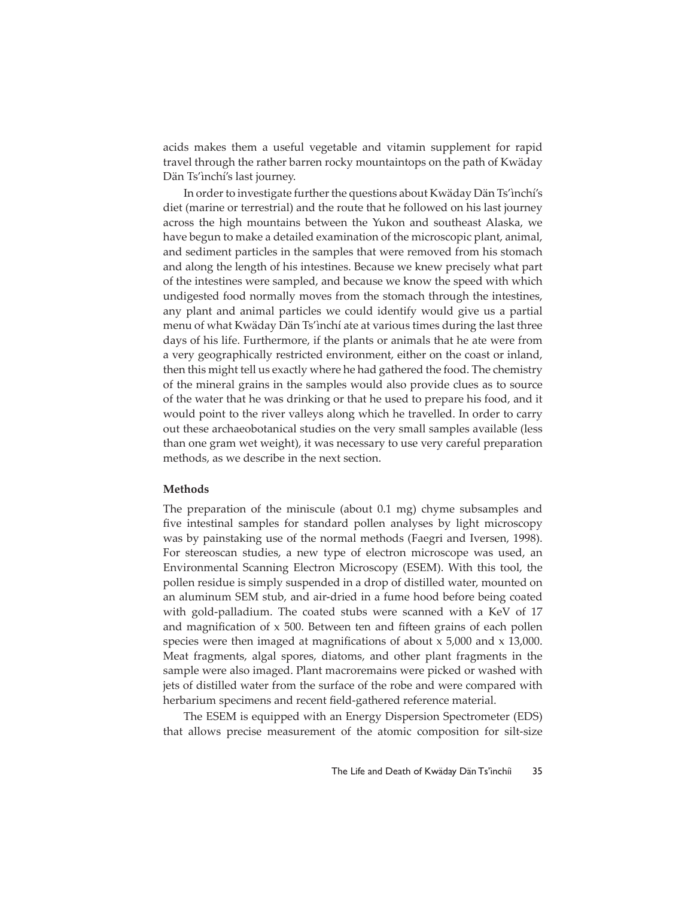acids makes them a useful vegetable and vitamin supplement for rapid travel through the rather barren rocky mountaintops on the path of Kwäday Dän Ts'ìnchí's last journey.

In order to investigate further the questions about Kwäday Dän Ts'ìnchí's diet (marine or terrestrial) and the route that he followed on his last journey across the high mountains between the Yukon and southeast Alaska, we have begun to make a detailed examination of the microscopic plant, animal, and sediment particles in the samples that were removed from his stomach and along the length of his intestines. Because we knew precisely what part of the intestines were sampled, and because we know the speed with which undigested food normally moves from the stomach through the intestines, any plant and animal particles we could identify would give us a partial menu of what Kwäday Dän Ts'ìnchí ate at various times during the last three days of his life. Furthermore, if the plants or animals that he ate were from a very geographically restricted environment, either on the coast or inland, then this might tell us exactly where he had gathered the food. The chemistry of the mineral grains in the samples would also provide clues as to source of the water that he was drinking or that he used to prepare his food, and it would point to the river valleys along which he travelled. In order to carry out these archaeobotanical studies on the very small samples available (less than one gram wet weight), it was necessary to use very careful preparation methods, as we describe in the next section.

### Methods

The preparation of the miniscule (about 0.1 mg) chyme subsamples and five intestinal samples for standard pollen analyses by light microscopy was by painstaking use of the normal methods (Faegri and Iversen, 1998). For stereoscan studies, a new type of electron microscope was used, an Environmental Scanning Electron Microscopy (ESEM). With this tool, the pollen residue is simply suspended in a drop of distilled water, mounted on an aluminum SEM stub, and air-dried in a fume hood before being coated with gold-palladium. The coated stubs were scanned with a KeV of 17 and magnification of x 500. Between ten and fifteen grains of each pollen species were then imaged at magnifications of about x 5,000 and x 13,000. Meat fragments, algal spores, diatoms, and other plant fragments in the sample were also imaged. Plant macroremains were picked or washed with jets of distilled water from the surface of the robe and were compared with herbarium specimens and recent field-gathered reference material.

The ESEM is equipped with an Energy Dispersion Spectrometer (EDS) that allows precise measurement of the atomic composition for silt-size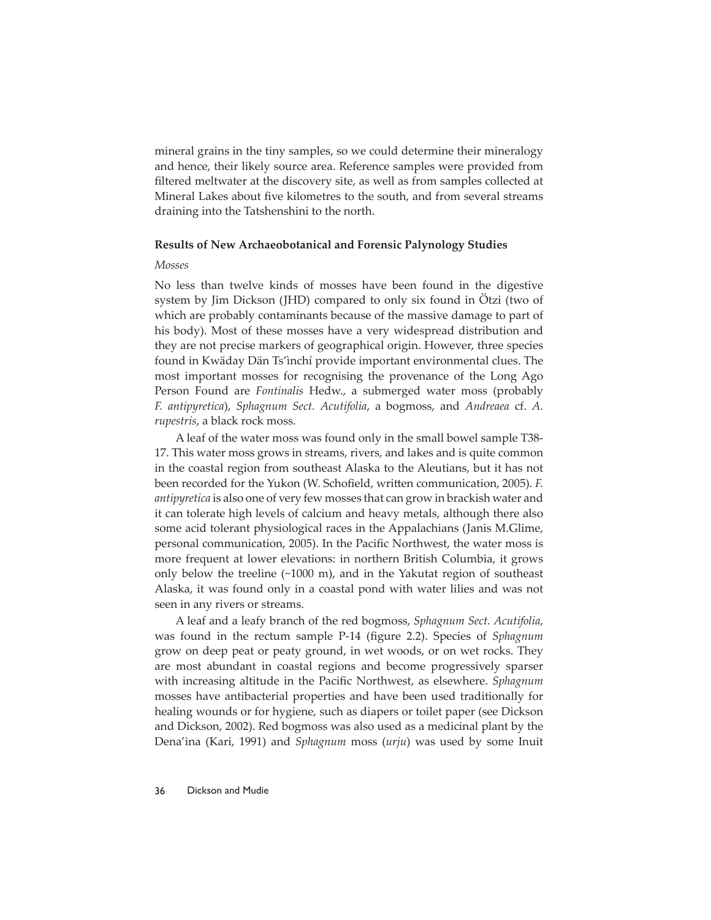mineral grains in the tiny samples, so we could determine their mineralogy and hence, their likely source area. Reference samples were provided from filtered meltwater at the discovery site, as well as from samples collected at Mineral Lakes about five kilometres to the south, and from several streams draining into the Tatshenshini to the north.

### Results of New Archaeobotanical and Forensic Palynology Studies

#### *Mosses*

No less than twelve kinds of mosses have been found in the digestive system by Jim Dickson (JHD) compared to only six found in Ötzi (two of which are probably contaminants because of the massive damage to part of his body). Most of these mosses have a very widespread distribution and they are not precise markers of geographical origin. However, three species found in Kwäday Dän Ts'ìnchí provide important environmental clues. The most important mosses for recognising the provenance of the Long Ago Person Found are *Fontinalis* Hedw., a submerged water moss (probably *F. antipyretica*), *Sphagnum Sect. Acutifolia*, a bogmoss, and *Andreaea* cf. *A. rupestris*, a black rock moss.

A leaf of the water moss was found only in the small bowel sample T38-17. This water moss grows in streams, rivers, and lakes and is quite common in the coastal region from southeast Alaska to the Aleutians, but it has not been recorded for the Yukon (W. Schofield, written communication, 2005). *F. antipyretica* is also one of very few mosses that can grow in brackish water and it can tolerate high levels of calcium and heavy metals, although there also some acid tolerant physiological races in the Appalachians (Janis M.Glime, personal communication, 2005). In the Pacific Northwest, the water moss is more frequent at lower elevations: in northern British Columbia, it grows only below the treeline (~1000 m), and in the Yakutat region of southeast Alaska, it was found only in a coastal pond with water lilies and was not seen in any rivers or streams.

A leaf and a leafy branch of the red bogmoss, *Sphagnum Sect. Acutifolia*, was found in the rectum sample P-14 (figure 2.2). Species of *Sphagnum* grow on deep peat or peaty ground, in wet woods, or on wet rocks. They are most abundant in coastal regions and become progressively sparser with increasing altitude in the Pacific Northwest, as elsewhere. *Sphagnum* mosses have antibacterial properties and have been used traditionally for healing wounds or for hygiene, such as diapers or toilet paper (see Dickson and Dickson, 2002). Red bogmoss was also used as a medicinal plant by the Dena'ina (Kari, 1991) and *Sphagnum* moss (*urju*) was used by some Inuit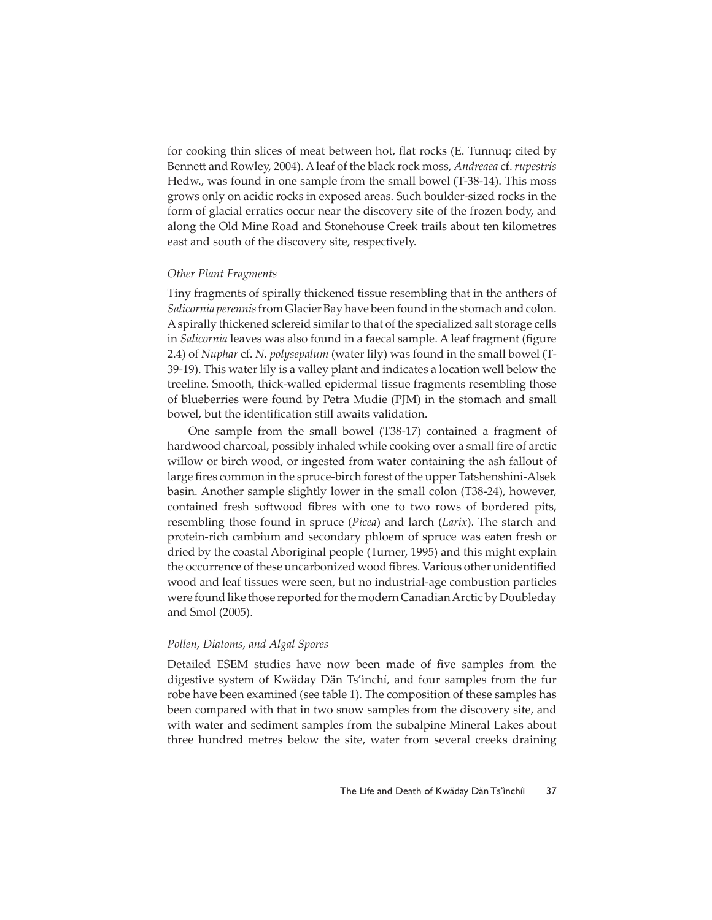for cooking thin slices of meat between hot, flat rocks (E. Tunnuq; cited by Bennett and Rowley, 2004). A leaf of the black rock moss, *Andreaea* cf. *rupestris* Hedw., was found in one sample from the small bowel (T-38-14). This moss grows only on acidic rocks in exposed areas. Such boulder-sized rocks in the form of glacial erratics occur near the discovery site of the frozen body, and along the Old Mine Road and Stonehouse Creek trails about ten kilometres east and south of the discovery site, respectively.

### *Other Plant Fragments*

Tiny fragments of spirally thickened tissue resembling that in the anthers of *Salicornia perennis* from Glacier Bay have been found in the stomach and colon. A spirally thickened sclereid similar to that of the specialized salt storage cells in *Salicornia* leaves was also found in a faecal sample. A leaf fragment (figure 2.4) of *Nuphar* cf. *N. polysepalum* (water lily) was found in the small bowel (T-39-19). This water lily is a valley plant and indicates a location well below the treeline. Smooth, thick-walled epidermal tissue fragments resembling those of blueberries were found by Petra Mudie (PJM) in the stomach and small bowel, but the identification still awaits validation.

One sample from the small bowel (T38-17) contained a fragment of hardwood charcoal, possibly inhaled while cooking over a small fire of arctic willow or birch wood, or ingested from water containing the ash fallout of large fires common in the spruce-birch forest of the upper Tatshenshini-Alsek basin. Another sample slightly lower in the small colon (T38-24), however, contained fresh softwood fibres with one to two rows of bordered pits, resembling those found in spruce (*Picea*) and larch (*Larix*). The starch and protein-rich cambium and secondary phloem of spruce was eaten fresh or dried by the coastal Aboriginal people (Turner, 1995) and this might explain the occurrence of these uncarbonized wood fibres. Various other unidentified wood and leaf tissues were seen, but no industrial-age combustion particles were found like those reported for the modern Canadian Arctic by Doubleday and Smol (2005).

### *Pollen, Diatoms, and Algal Spores*

Detailed ESEM studies have now been made of five samples from the digestive system of Kwäday Dän Ts'ìnchí, and four samples from the fur robe have been examined (see table 1). The composition of these samples has been compared with that in two snow samples from the discovery site, and with water and sediment samples from the subalpine Mineral Lakes about three hundred metres below the site, water from several creeks draining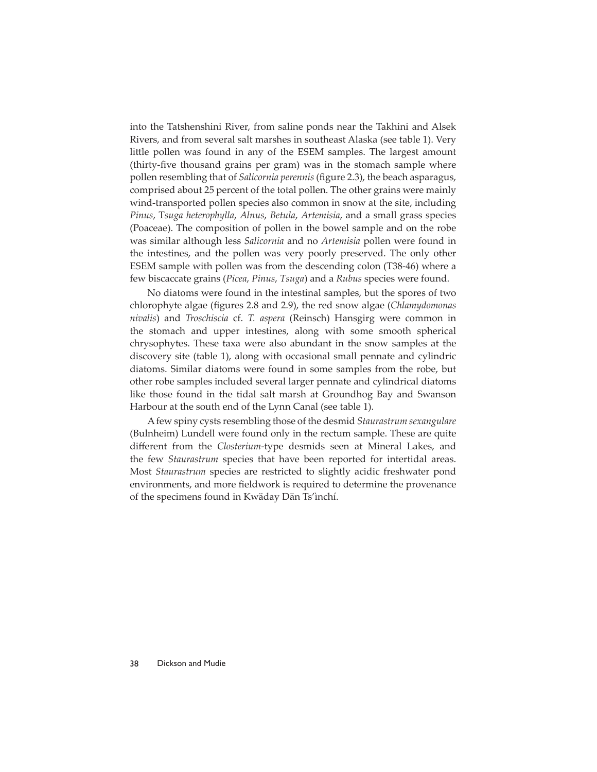into the Tatshenshini River, from saline ponds near the Takhini and Alsek Rivers, and from several salt marshes in southeast Alaska (see table 1). Very little pollen was found in any of the ESEM samples. The largest amount (thirty-five thousand grains per gram) was in the stomach sample where pollen resembling that of *Salicornia perennis* (figure 2.3), the beach asparagus, comprised about 25 percent of the total pollen. The other grains were mainly wind-transported pollen species also common in snow at the site, including *Pinus*, T*suga heterophylla*, *Alnus*, *Betula*, *Artemisia*, and a small grass species (Poaceae). The composition of pollen in the bowel sample and on the robe was similar although less *Salicornia* and no *Artemisia* pollen were found in the intestines, and the pollen was very poorly preserved. The only other ESEM sample with pollen was from the descending colon (T38-46) where a few biscaccate grains (*Picea*, *Pinus*, *Tsuga*) and a *Rubus* species were found.

No diatoms were found in the intestinal samples, but the spores of two chlorophyte algae (figures 2.8 and 2.9), the red snow algae (*Chlamydomonas nivalis*) and *Troschiscia* cf. *T. aspera* (Reinsch) Hansgirg were common in the stomach and upper intestines, along with some smooth spherical chrysophytes. These taxa were also abundant in the snow samples at the discovery site (table 1), along with occasional small pennate and cylindric diatoms. Similar diatoms were found in some samples from the robe, but other robe samples included several larger pennate and cylindrical diatoms like those found in the tidal salt marsh at Groundhog Bay and Swanson Harbour at the south end of the Lynn Canal (see table 1).

A few spiny cysts resembling those of the desmid *Staurastrum sexangulare* (Bulnheim) Lundell were found only in the rectum sample. These are quite different from the *Closterium*-type desmids seen at Mineral Lakes, and the few *Staurastrum* species that have been reported for intertidal areas. Most *Staurastrum* species are restricted to slightly acidic freshwater pond environments, and more fieldwork is required to determine the provenance of the specimens found in Kwäday Dän Ts'ìnchí.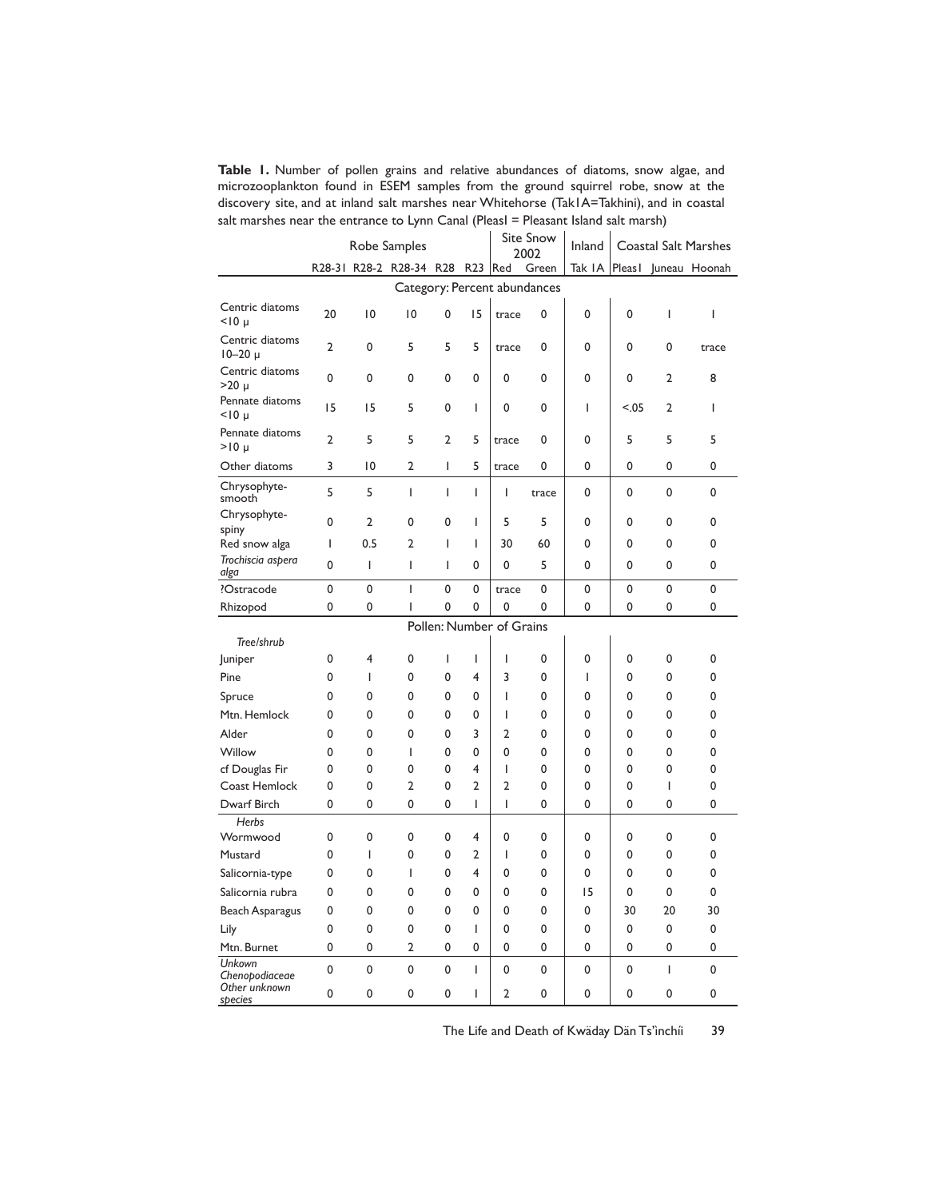**Table 1.** Number of pollen grains and relative abundances of diatoms, snow algae, and microzooplankton found in ESEM samples from the ground squirrel robe, snow at the discovery site, and at inland salt marshes near Whitehorse (Tak1A=Takhini), and in coastal salt marshes near the entrance to Lynn Canal (PleasI = Pleasant Island salt marsh)

| | Robe Samples | | | | | Site Snow 2002 | | Inland | Coastal Salt Marshes | | |
|---|---|---|---|---|---|---|---|---|---|---|---|
| | R28-31 | R28-2 | R28-34 | R28 | R23 | Red | Green | Tak 1A | PleasI | Juneau | Hoonah |
| **Category: Percent abundances** | | | | | | | | | | | |
| Centric diatoms <10 μ | 20 | 10 | 10 | 0 | 15 | trace | 0 | 0 | 0 | 1 | 1 |
| Centric diatoms 10–20 μ | 2 | 0 | 5 | 5 | 5 | trace | 0 | 0 | 0 | 0 | trace |
| Centric diatoms >20 μ | 0 | 0 | 0 | 0 | 0 | 0 | 0 | 0 | 0 | 2 | 8 |
| Pennate diatoms <10 μ | 15 | 15 | 5 | 0 | 1 | 0 | 0 | 1 | <.05 | 2 | 1 |
| Pennate diatoms >10 μ | 2 | 5 | 5 | 2 | 5 | trace | 0 | 0 | 5 | 5 | 5 |
| Other diatoms | 3 | 10 | 2 | 1 | 5 | trace | 0 | 0 | 0 | 0 | 0 |
| Chrysophyte-smooth | 5 | 5 | 1 | 1 | 1 | 1 | trace | 0 | 0 | 0 | 0 |
| Chrysophyte-spiny | 0 | 2 | 0 | 0 | 1 | 5 | 5 | 0 | 0 | 0 | 0 |
| Red snow alga | 1 | 0.5 | 2 | 1 | 1 | 30 | 60 | 0 | 0 | 0 | 0 |
| *Trochiscia aspera alga* | 0 | 1 | 1 | 1 | 0 | 0 | 5 | 0 | 0 | 0 | 0 |
| ?Ostracode | 0 | 0 | 1 | 0 | 0 | trace | 0 | 0 | 0 | 0 | 0 |
| Rhizopod | 0 | 0 | 1 | 0 | 0 | 0 | 0 | 0 | 0 | 0 | 0 |
| **Pollen: Number of Grains** | | | | | | | | | | | |
| *Tree/shrub* | | | | | | | | | | | |
| Juniper | 0 | 4 | 0 | 1 | 1 | 1 | 0 | 0 | 0 | 0 | 0 |
| Pine | 0 | 1 | 0 | 0 | 4 | 3 | 0 | 1 | 0 | 0 | 0 |
| Spruce | 0 | 0 | 0 | 0 | 0 | 1 | 0 | 0 | 0 | 0 | 0 |
| Mtn. Hemlock | 0 | 0 | 0 | 0 | 0 | 1 | 0 | 0 | 0 | 0 | 0 |
| Alder | 0 | 0 | 0 | 0 | 3 | 2 | 0 | 0 | 0 | 0 | 0 |
| Willow | 0 | 0 | 1 | 0 | 0 | 0 | 0 | 0 | 0 | 0 | 0 |
| cf Douglas Fir | 0 | 0 | 0 | 0 | 4 | 1 | 0 | 0 | 0 | 0 | 0 |
| Coast Hemlock | 0 | 0 | 2 | 0 | 2 | 2 | 0 | 0 | 0 | 1 | 0 |
| Dwarf Birch | 0 | 0 | 0 | 0 | 1 | 1 | 0 | 0 | 0 | 0 | 0 |
| *Herbs* | | | | | | | | | | | |
| Wormwood | 0 | 0 | 0 | 0 | 4 | 0 | 0 | 0 | 0 | 0 | 0 |
| Mustard | 0 | 1 | 0 | 0 | 2 | 1 | 0 | 0 | 0 | 0 | 0 |
| Salicornia-type | 0 | 0 | 1 | 0 | 4 | 0 | 0 | 0 | 0 | 0 | 0 |
| Salicornia rubra | 0 | 0 | 0 | 0 | 0 | 0 | 0 | 15 | 0 | 0 | 0 |
| Beach Asparagus | 0 | 0 | 0 | 0 | 0 | 0 | 0 | 0 | 30 | 20 | 30 |
| Lily | 0 | 0 | 0 | 0 | 1 | 0 | 0 | 0 | 0 | 0 | 0 |
| Mtn. Burnet | 0 | 0 | 2 | 0 | 0 | 0 | 0 | 0 | 0 | 0 | 0 |
| *Unkown Chenopodiaceae* | 0 | 0 | 0 | 0 | 1 | 0 | 0 | 0 | 0 | 1 | 0 |
| *Other unknown species* | 0 | 0 | 0 | 0 | 1 | 2 | 0 | 0 | 0 | 0 | 0 |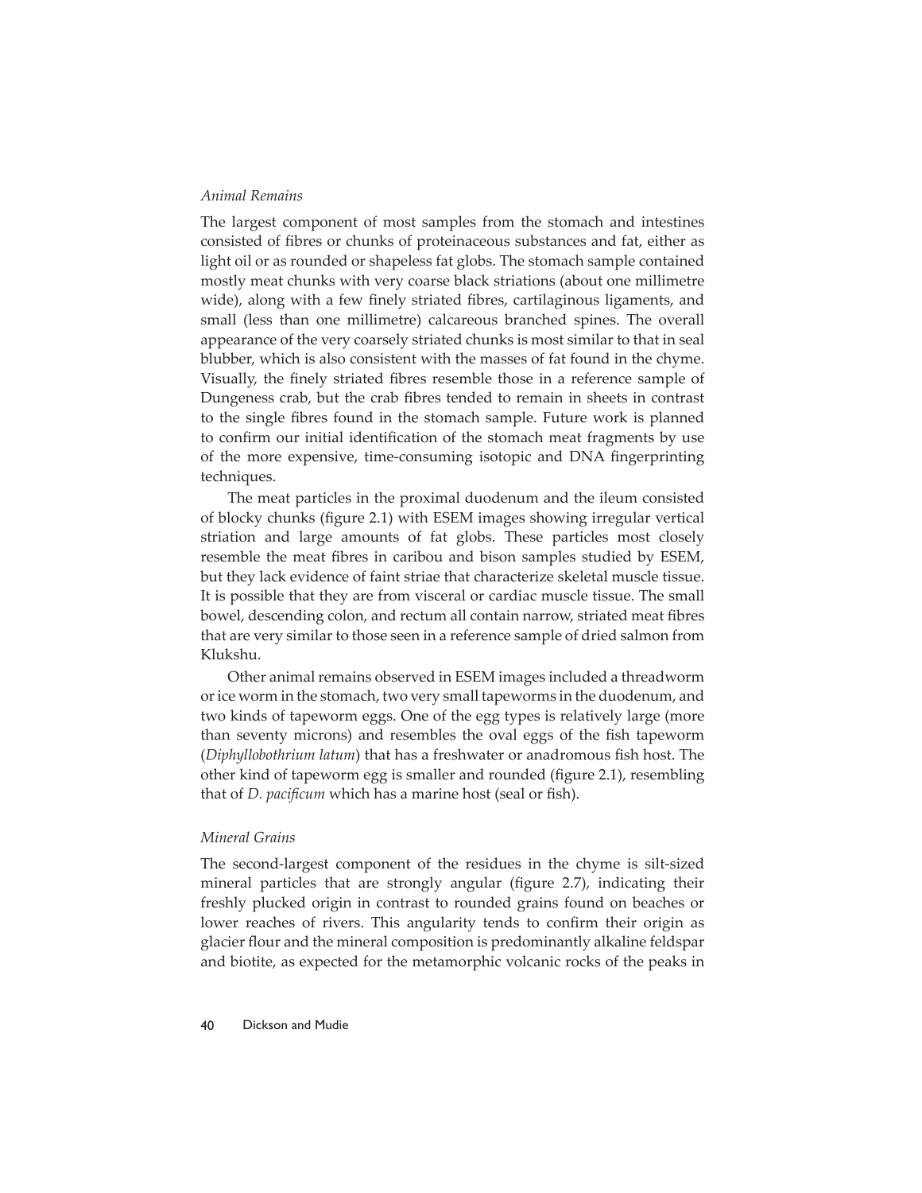*Animal Remains*

The largest component of most samples from the stomach and intestines consisted of fibres or chunks of proteinaceous substances and fat, either as light oil or as rounded or shapeless fat globs. The stomach sample contained mostly meat chunks with very coarse black striations (about one millimetre wide), along with a few finely striated fibres, cartilaginous ligaments, and small (less than one millimetre) calcareous branched spines. The overall appearance of the very coarsely striated chunks is most similar to that in seal blubber, which is also consistent with the masses of fat found in the chyme. Visually, the finely striated fibres resemble those in a reference sample of Dungeness crab, but the crab fibres tended to remain in sheets in contrast to the single fibres found in the stomach sample. Future work is planned to confirm our initial identification of the stomach meat fragments by use of the more expensive, time-consuming isotopic and DNA fingerprinting techniques.

The meat particles in the proximal duodenum and the ileum consisted of blocky chunks (figure 2.1) with ESEM images showing irregular vertical striation and large amounts of fat globs. These particles most closely resemble the meat fibres in caribou and bison samples studied by ESEM, but they lack evidence of faint striae that characterize skeletal muscle tissue. It is possible that they are from visceral or cardiac muscle tissue. The small bowel, descending colon, and rectum all contain narrow, striated meat fibres that are very similar to those seen in a reference sample of dried salmon from Klukshu.

Other animal remains observed in ESEM images included a threadworm or ice worm in the stomach, two very small tapeworms in the duodenum, and two kinds of tapeworm eggs. One of the egg types is relatively large (more than seventy microns) and resembles the oval eggs of the fish tapeworm (*Diphyllobothrium latum*) that has a freshwater or anadromous fish host. The other kind of tapeworm egg is smaller and rounded (figure 2.1), resembling that of *D. pacificum* which has a marine host (seal or fish).

*Mineral Grains*

The second-largest component of the residues in the chyme is silt-sized mineral particles that are strongly angular (figure 2.7), indicating their freshly plucked origin in contrast to rounded grains found on beaches or lower reaches of rivers. This angularity tends to confirm their origin as glacier flour and the mineral composition is predominantly alkaline feldspar and biotite, as expected for the metamorphic volcanic rocks of the peaks in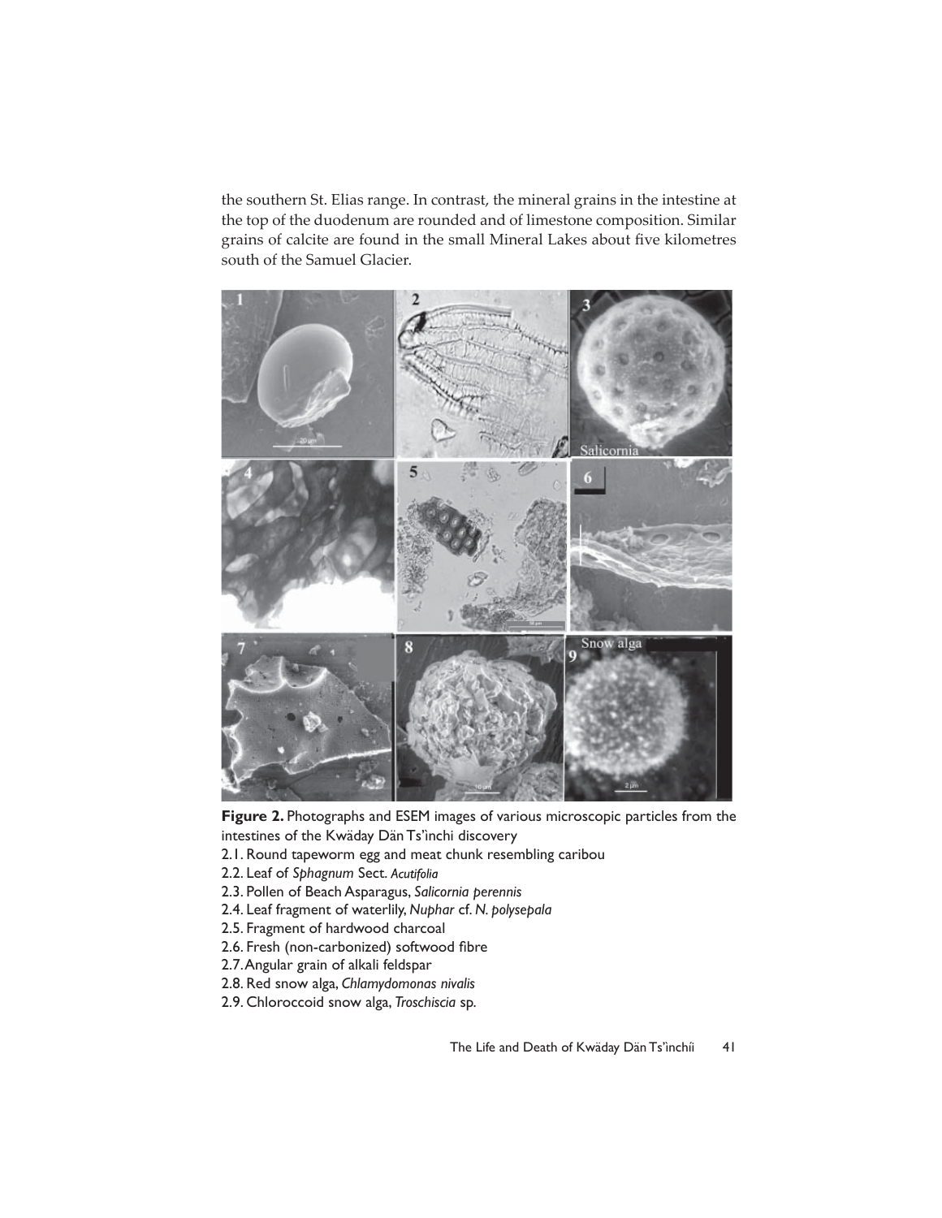the southern St. Elias range. In contrast, the mineral grains in the intestine at the top of the duodenum are rounded and of limestone composition. Similar grains of calcite are found in the small Mineral Lakes about five kilometres south of the Samuel Glacier.

**Figure 2.** Photographs and ESEM images of various microscopic particles from the intestines of the Kwäday Dän Ts'inchi discovery

2.1. Round tapeworm egg and meat chunk resembling caribou
2.2. Leaf of *Sphagnum* Sect. *Acutifolia*
2.3. Pollen of Beach Asparagus, *Salicornia perennis*
2.4. Leaf fragment of waterlily, *Nuphar* cf. *N. polysepala*
2.5. Fragment of hardwood charcoal
2.6. Fresh (non-carbonized) softwood fibre
2.7. Angular grain of alkali feldspar
2.8. Red snow alga, *Chlamydomonas nivalis*
2.9. Chloroccoid snow alga, *Troschiscia* sp.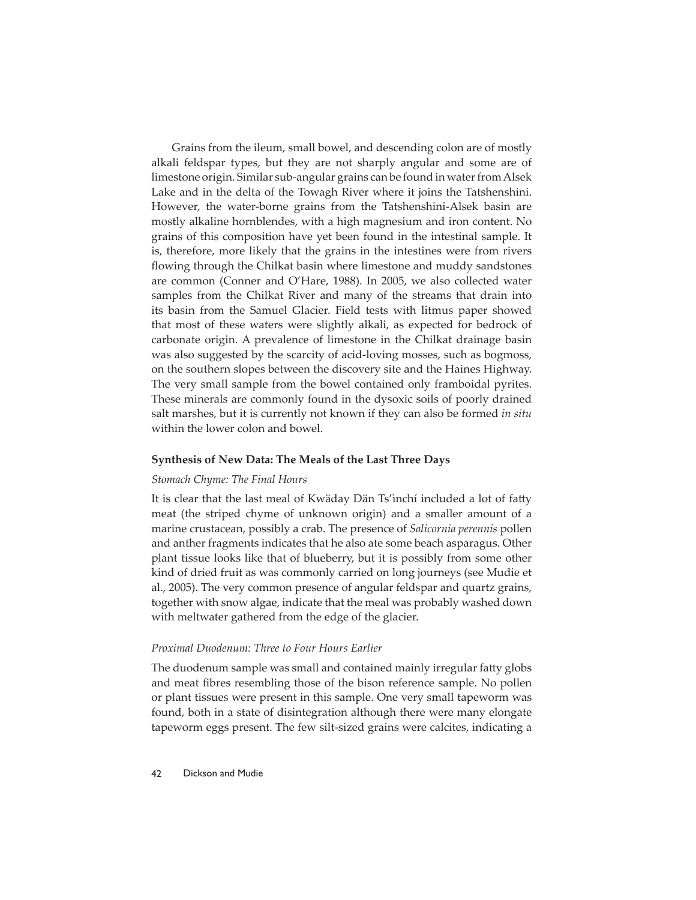Grains from the ileum, small bowel, and descending colon are of mostly alkali feldspar types, but they are not sharply angular and some are of limestone origin. Similar sub-angular grains can be found in water from Alsek Lake and in the delta of the Towagh River where it joins the Tatshenshini. However, the water-borne grains from the Tatshenshini-Alsek basin are mostly alkaline hornblendes, with a high magnesium and iron content. No grains of this composition have yet been found in the intestinal sample. It is, therefore, more likely that the grains in the intestines were from rivers flowing through the Chilkat basin where limestone and muddy sandstones are common (Conner and O'Hare, 1988). In 2005, we also collected water samples from the Chilkat River and many of the streams that drain into its basin from the Samuel Glacier. Field tests with litmus paper showed that most of these waters were slightly alkali, as expected for bedrock of carbonate origin. A prevalence of limestone in the Chilkat drainage basin was also suggested by the scarcity of acid-loving mosses, such as bogmoss, on the southern slopes between the discovery site and the Haines Highway. The very small sample from the bowel contained only framboidal pyrites. These minerals are commonly found in the dysoxic soils of poorly drained salt marshes, but it is currently not known if they can also be formed *in situ* within the lower colon and bowel.

### Synthesis of New Data: The Meals of the Last Three Days

#### *Stomach Chyme: The Final Hours*

It is clear that the last meal of Kwäday Dän Ts'ìnchí included a lot of fatty meat (the striped chyme of unknown origin) and a smaller amount of a marine crustacean, possibly a crab. The presence of *Salicornia perennis* pollen and anther fragments indicates that he also ate some beach asparagus. Other plant tissue looks like that of blueberry, but it is possibly from some other kind of dried fruit as was commonly carried on long journeys (see Mudie et al., 2005). The very common presence of angular feldspar and quartz grains, together with snow algae, indicate that the meal was probably washed down with meltwater gathered from the edge of the glacier.

#### *Proximal Duodenum: Three to Four Hours Earlier*

The duodenum sample was small and contained mainly irregular fatty globs and meat fibres resembling those of the bison reference sample. No pollen or plant tissues were present in this sample. One very small tapeworm was found, both in a state of disintegration although there were many elongate tapeworm eggs present. The few silt-sized grains were calcites, indicating a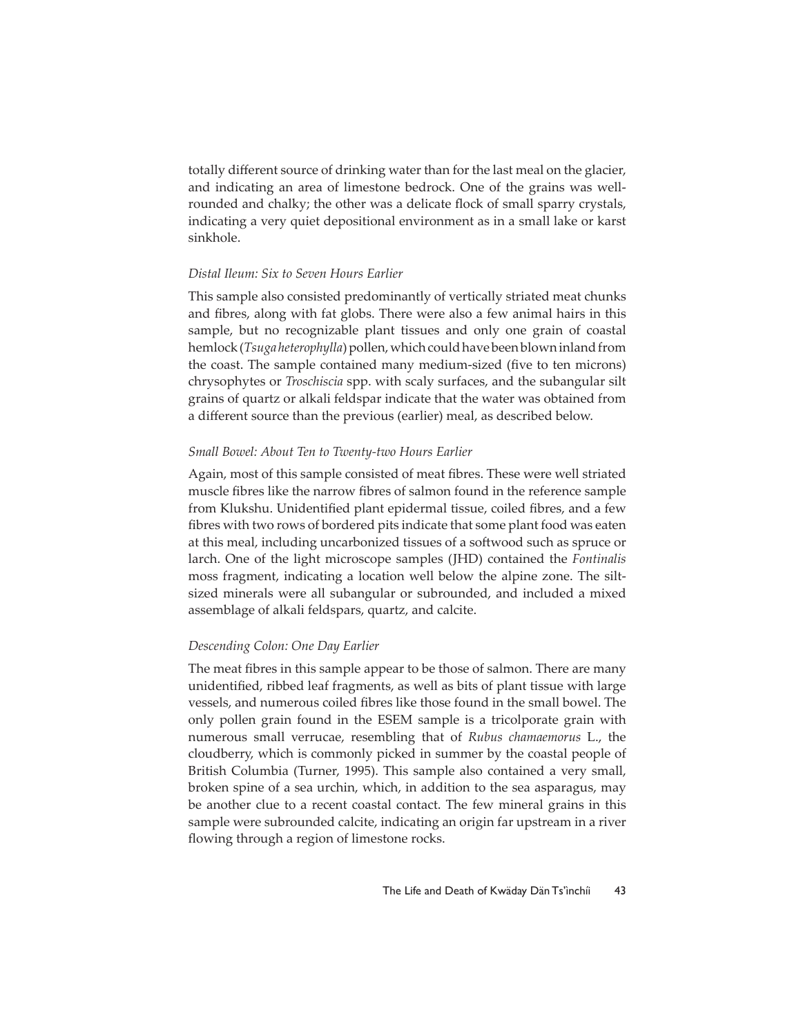totally different source of drinking water than for the last meal on the glacier, and indicating an area of limestone bedrock. One of the grains was well-rounded and chalky; the other was a delicate flock of small sparry crystals, indicating a very quiet depositional environment as in a small lake or karst sinkhole.

### *Distal Ileum: Six to Seven Hours Earlier*

This sample also consisted predominantly of vertically striated meat chunks and fibres, along with fat globs. There were also a few animal hairs in this sample, but no recognizable plant tissues and only one grain of coastal hemlock (*Tsuga heterophylla*) pollen, which could have been blown inland from the coast. The sample contained many medium-sized (five to ten microns) chrysophytes or *Troschiscia* spp. with scaly surfaces, and the subangular silt grains of quartz or alkali feldspar indicate that the water was obtained from a different source than the previous (earlier) meal, as described below.

### *Small Bowel: About Ten to Twenty-two Hours Earlier*

Again, most of this sample consisted of meat fibres. These were well striated muscle fibres like the narrow fibres of salmon found in the reference sample from Klukshu. Unidentified plant epidermal tissue, coiled fibres, and a few fibres with two rows of bordered pits indicate that some plant food was eaten at this meal, including uncarbonized tissues of a softwood such as spruce or larch. One of the light microscope samples (JHD) contained the *Fontinalis* moss fragment, indicating a location well below the alpine zone. The silt-sized minerals were all subangular or subrounded, and included a mixed assemblage of alkali feldspars, quartz, and calcite.

### *Descending Colon: One Day Earlier*

The meat fibres in this sample appear to be those of salmon. There are many unidentified, ribbed leaf fragments, as well as bits of plant tissue with large vessels, and numerous coiled fibres like those found in the small bowel. The only pollen grain found in the ESEM sample is a tricolporate grain with numerous small verrucae, resembling that of *Rubus chamaemorus* L., the cloudberry, which is commonly picked in summer by the coastal people of British Columbia (Turner, 1995). This sample also contained a very small, broken spine of a sea urchin, which, in addition to the sea asparagus, may be another clue to a recent coastal contact. The few mineral grains in this sample were subrounded calcite, indicating an origin far upstream in a river flowing through a region of limestone rocks.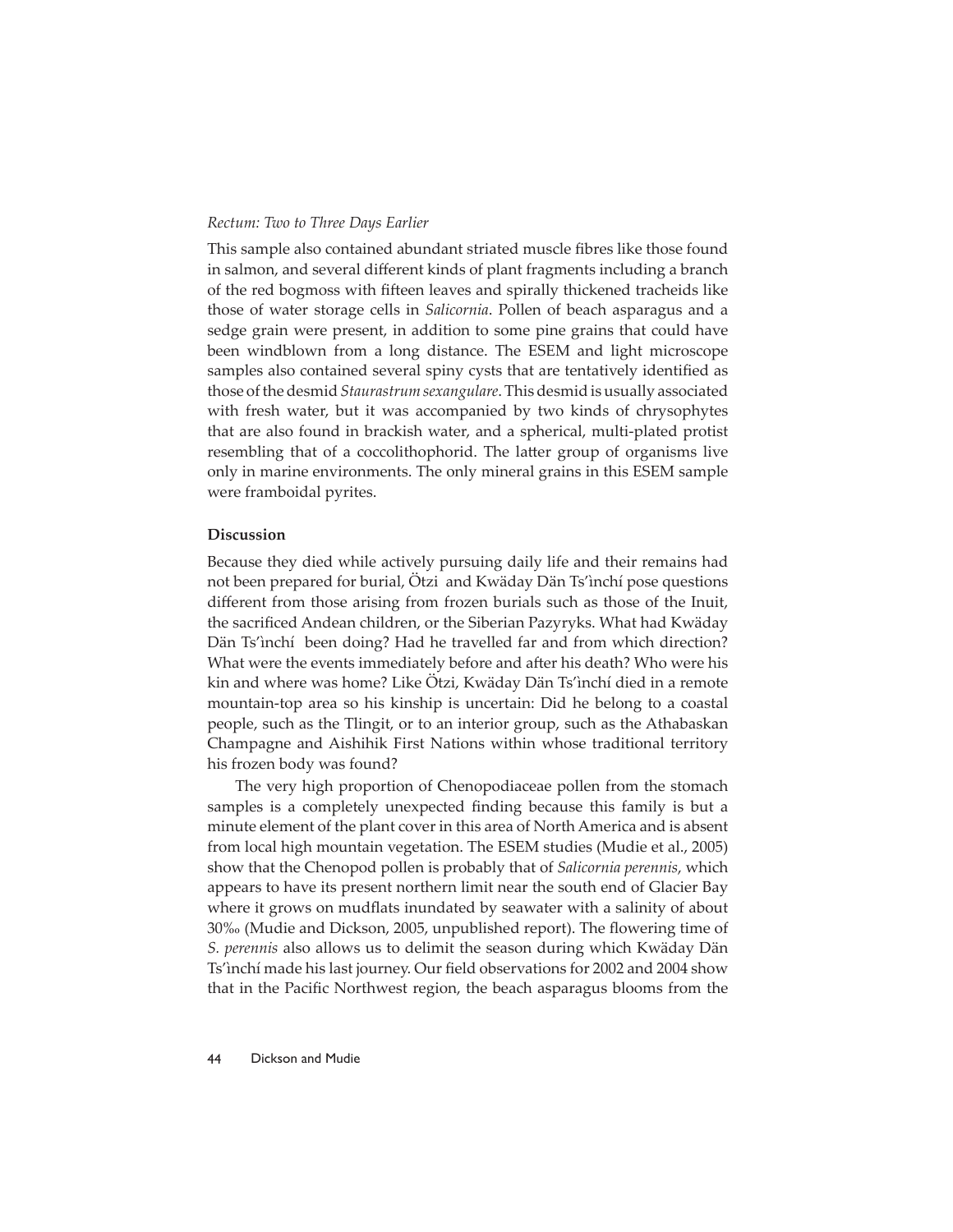*Rectum: Two to Three Days Earlier*

This sample also contained abundant striated muscle fibres like those found in salmon, and several different kinds of plant fragments including a branch of the red bogmoss with fifteen leaves and spirally thickened tracheids like those of water storage cells in *Salicornia*. Pollen of beach asparagus and a sedge grain were present, in addition to some pine grains that could have been windblown from a long distance. The ESEM and light microscope samples also contained several spiny cysts that are tentatively identified as those of the desmid *Staurastrum sexangulare*. This desmid is usually associated with fresh water, but it was accompanied by two kinds of chrysophytes that are also found in brackish water, and a spherical, multi-plated protist resembling that of a coccolithophorid. The latter group of organisms live only in marine environments. The only mineral grains in this ESEM sample were framboidal pyrites.

## Discussion

Because they died while actively pursuing daily life and their remains had not been prepared for burial, Ötzi and Kwäday Dän Ts'ìnchí pose questions different from those arising from frozen burials such as those of the Inuit, the sacrificed Andean children, or the Siberian Pazyryks. What had Kwäday Dän Ts'ìnchí been doing? Had he travelled far and from which direction? What were the events immediately before and after his death? Who were his kin and where was home? Like Ötzi, Kwäday Dän Ts'ìnchí died in a remote mountain-top area so his kinship is uncertain: Did he belong to a coastal people, such as the Tlingit, or to an interior group, such as the Athabaskan Champagne and Aishihik First Nations within whose traditional territory his frozen body was found?

The very high proportion of Chenopodiaceae pollen from the stomach samples is a completely unexpected finding because this family is but a minute element of the plant cover in this area of North America and is absent from local high mountain vegetation. The ESEM studies (Mudie et al., 2005) show that the Chenopod pollen is probably that of *Salicornia perennis*, which appears to have its present northern limit near the south end of Glacier Bay where it grows on mudflats inundated by seawater with a salinity of about 30‰ (Mudie and Dickson, 2005, unpublished report). The flowering time of *S. perennis* also allows us to delimit the season during which Kwäday Dän Ts'ìnchí made his last journey. Our field observations for 2002 and 2004 show that in the Pacific Northwest region, the beach asparagus blooms from the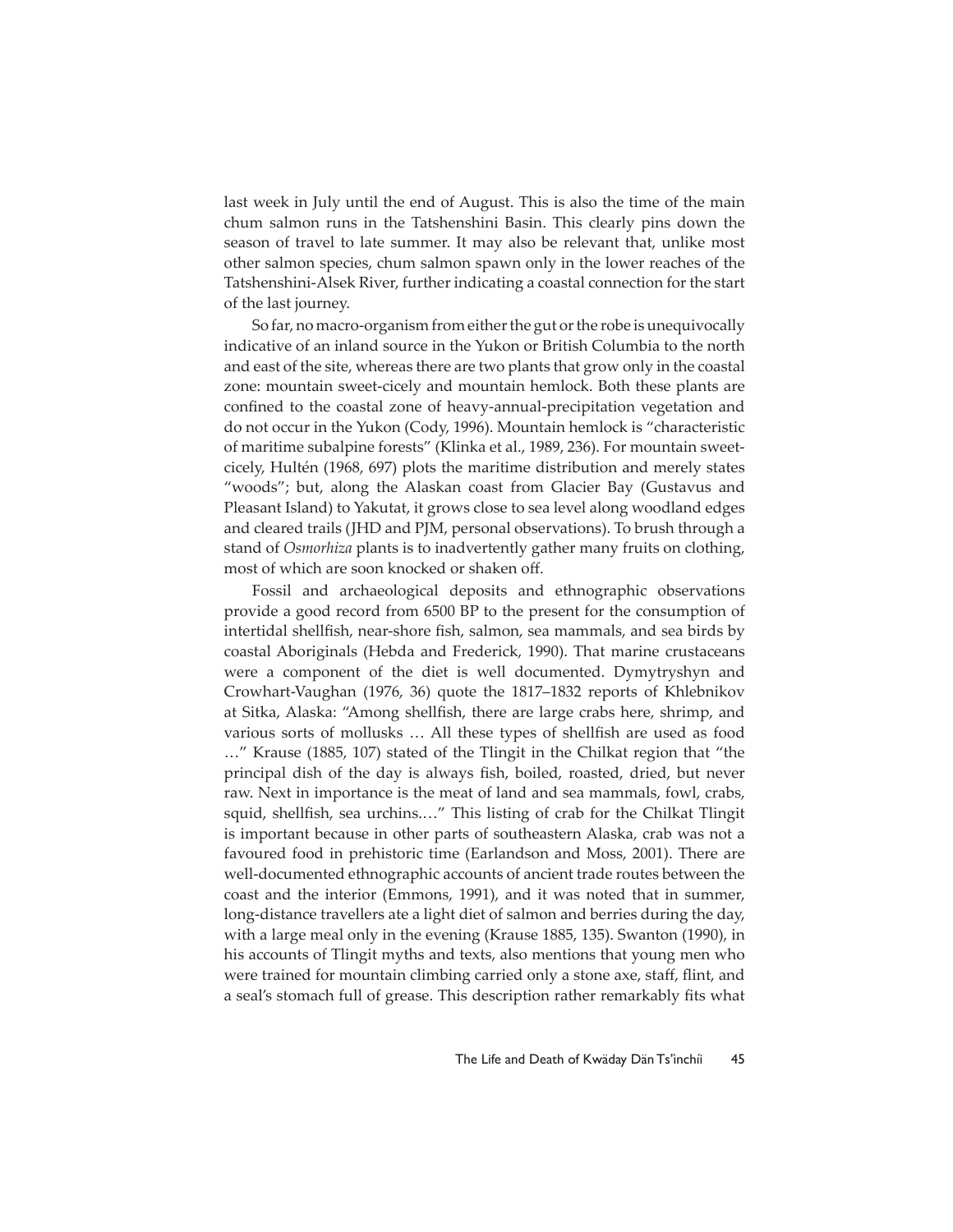last week in July until the end of August. This is also the time of the main chum salmon runs in the Tatshenshini Basin. This clearly pins down the season of travel to late summer. It may also be relevant that, unlike most other salmon species, chum salmon spawn only in the lower reaches of the Tatshenshini-Alsek River, further indicating a coastal connection for the start of the last journey.

So far, no macro-organism from either the gut or the robe is unequivocally indicative of an inland source in the Yukon or British Columbia to the north and east of the site, whereas there are two plants that grow only in the coastal zone: mountain sweet-cicely and mountain hemlock. Both these plants are confined to the coastal zone of heavy-annual-precipitation vegetation and do not occur in the Yukon (Cody, 1996). Mountain hemlock is "characteristic of maritime subalpine forests" (Klinka et al., 1989, 236). For mountain sweet-cicely, Hultén (1968, 697) plots the maritime distribution and merely states "woods"; but, along the Alaskan coast from Glacier Bay (Gustavus and Pleasant Island) to Yakutat, it grows close to sea level along woodland edges and cleared trails (JHD and PJM, personal observations). To brush through a stand of *Osmorhiza* plants is to inadvertently gather many fruits on clothing, most of which are soon knocked or shaken off.

Fossil and archaeological deposits and ethnographic observations provide a good record from 6500 BP to the present for the consumption of intertidal shellfish, near-shore fish, salmon, sea mammals, and sea birds by coastal Aboriginals (Hebda and Frederick, 1990). That marine crustaceans were a component of the diet is well documented. Dymytryshyn and Crowhart-Vaughan (1976, 36) quote the 1817–1832 reports of Khlebnikov at Sitka, Alaska: "Among shellfish, there are large crabs here, shrimp, and various sorts of mollusks … All these types of shellfish are used as food …" Krause (1885, 107) stated of the Tlingit in the Chilkat region that "the principal dish of the day is always fish, boiled, roasted, dried, but never raw. Next in importance is the meat of land and sea mammals, fowl, crabs, squid, shellfish, sea urchins.…" This listing of crab for the Chilkat Tlingit is important because in other parts of southeastern Alaska, crab was not a favoured food in prehistoric time (Earlandson and Moss, 2001). There are well-documented ethnographic accounts of ancient trade routes between the coast and the interior (Emmons, 1991), and it was noted that in summer, long-distance travellers ate a light diet of salmon and berries during the day, with a large meal only in the evening (Krause 1885, 135). Swanton (1990), in his accounts of Tlingit myths and texts, also mentions that young men who were trained for mountain climbing carried only a stone axe, staff, flint, and a seal's stomach full of grease. This description rather remarkably fits what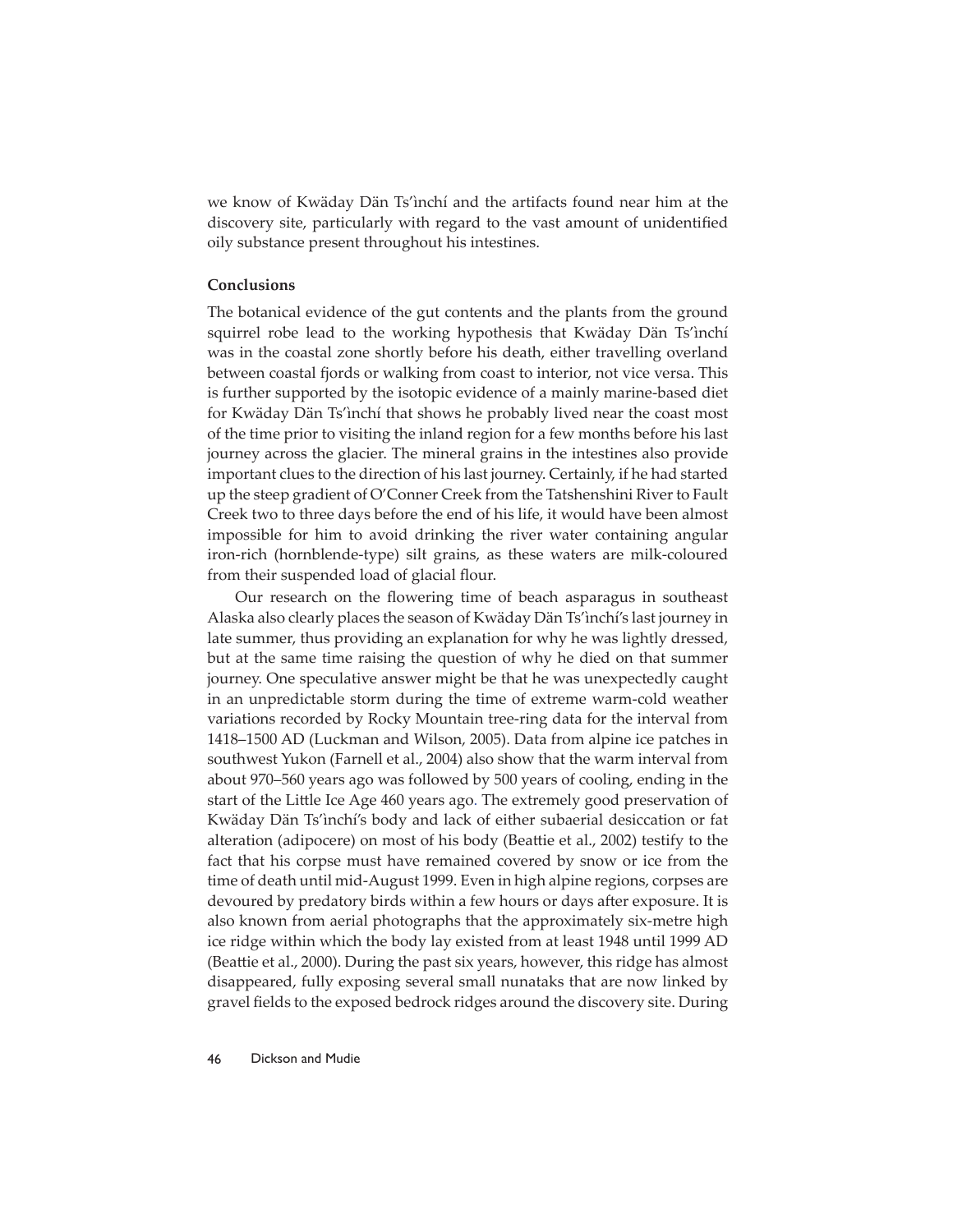we know of Kwäday Dän Ts'ìnchí and the artifacts found near him at the discovery site, particularly with regard to the vast amount of unidentified oily substance present throughout his intestines.

## Conclusions

The botanical evidence of the gut contents and the plants from the ground squirrel robe lead to the working hypothesis that Kwäday Dän Ts'ìnchí was in the coastal zone shortly before his death, either travelling overland between coastal fjords or walking from coast to interior, not vice versa. This is further supported by the isotopic evidence of a mainly marine-based diet for Kwäday Dän Ts'ìnchí that shows he probably lived near the coast most of the time prior to visiting the inland region for a few months before his last journey across the glacier. The mineral grains in the intestines also provide important clues to the direction of his last journey. Certainly, if he had started up the steep gradient of O'Conner Creek from the Tatshenshini River to Fault Creek two to three days before the end of his life, it would have been almost impossible for him to avoid drinking the river water containing angular iron-rich (hornblende-type) silt grains, as these waters are milk-coloured from their suspended load of glacial flour.

Our research on the flowering time of beach asparagus in southeast Alaska also clearly places the season of Kwäday Dän Ts'ìnchí's last journey in late summer, thus providing an explanation for why he was lightly dressed, but at the same time raising the question of why he died on that summer journey. One speculative answer might be that he was unexpectedly caught in an unpredictable storm during the time of extreme warm-cold weather variations recorded by Rocky Mountain tree-ring data for the interval from 1418–1500 AD (Luckman and Wilson, 2005). Data from alpine ice patches in southwest Yukon (Farnell et al., 2004) also show that the warm interval from about 970–560 years ago was followed by 500 years of cooling, ending in the start of the Little Ice Age 460 years ago. The extremely good preservation of Kwäday Dän Ts'ìnchí's body and lack of either subaerial desiccation or fat alteration (adipocere) on most of his body (Beattie et al., 2002) testify to the fact that his corpse must have remained covered by snow or ice from the time of death until mid-August 1999. Even in high alpine regions, corpses are devoured by predatory birds within a few hours or days after exposure. It is also known from aerial photographs that the approximately six-metre high ice ridge within which the body lay existed from at least 1948 until 1999 AD (Beattie et al., 2000). During the past six years, however, this ridge has almost disappeared, fully exposing several small nunataks that are now linked by gravel fields to the exposed bedrock ridges around the discovery site. During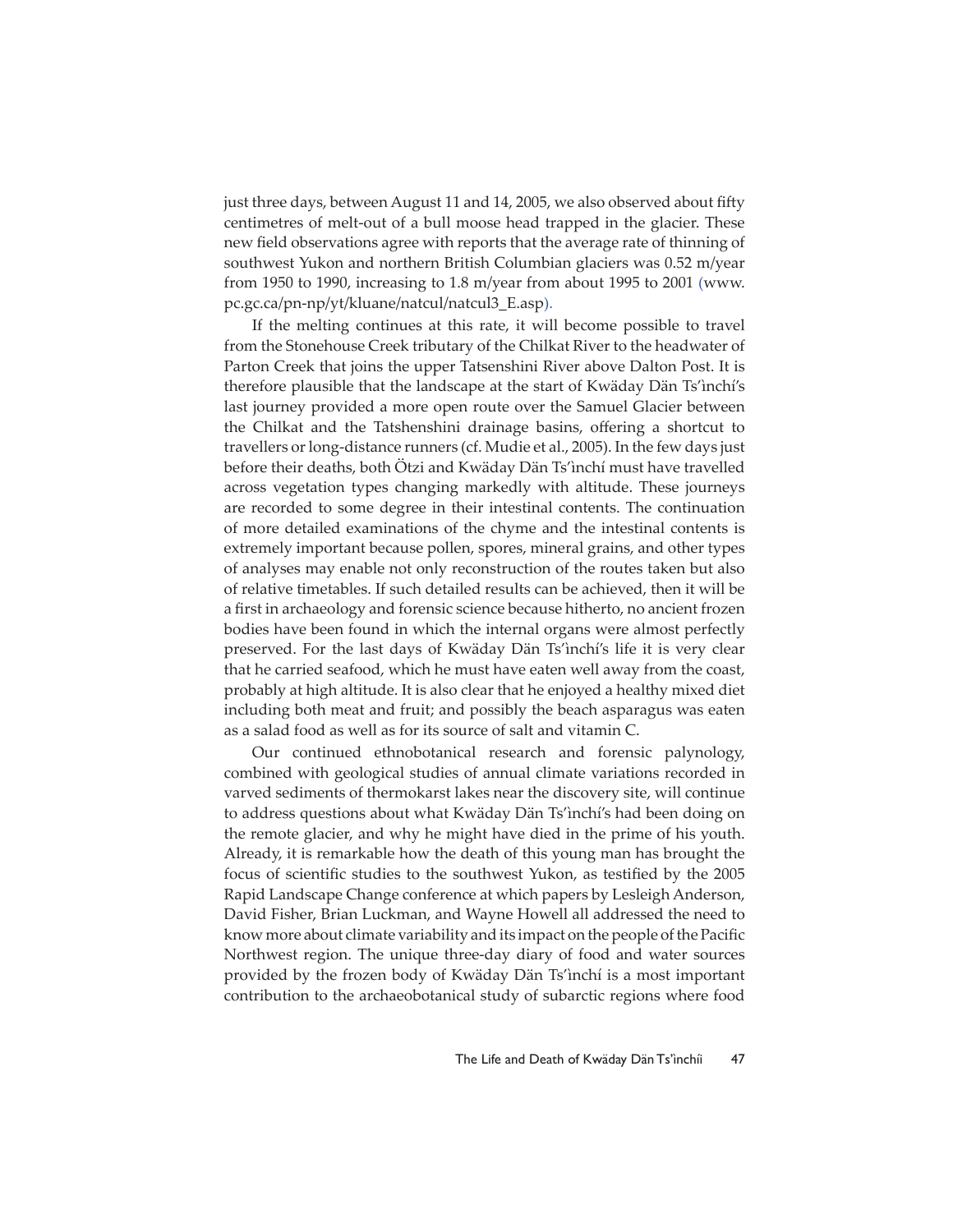just three days, between August 11 and 14, 2005, we also observed about fifty centimetres of melt-out of a bull moose head trapped in the glacier. These new field observations agree with reports that the average rate of thinning of southwest Yukon and northern British Columbian glaciers was 0.52 m/year from 1950 to 1990, increasing to 1.8 m/year from about 1995 to 2001 (www.pc.gc.ca/pn-np/yt/kluane/natcul/natcul3_E.asp).

If the melting continues at this rate, it will become possible to travel from the Stonehouse Creek tributary of the Chilkat River to the headwater of Parton Creek that joins the upper Tatsenshini River above Dalton Post. It is therefore plausible that the landscape at the start of Kwäday Dän Ts'ìnchí's last journey provided a more open route over the Samuel Glacier between the Chilkat and the Tatshenshini drainage basins, offering a shortcut to travellers or long-distance runners (cf. Mudie et al., 2005). In the few days just before their deaths, both Ötzi and Kwäday Dän Ts'ìnchí must have travelled across vegetation types changing markedly with altitude. These journeys are recorded to some degree in their intestinal contents. The continuation of more detailed examinations of the chyme and the intestinal contents is extremely important because pollen, spores, mineral grains, and other types of analyses may enable not only reconstruction of the routes taken but also of relative timetables. If such detailed results can be achieved, then it will be a first in archaeology and forensic science because hitherto, no ancient frozen bodies have been found in which the internal organs were almost perfectly preserved. For the last days of Kwäday Dän Ts'ìnchí's life it is very clear that he carried seafood, which he must have eaten well away from the coast, probably at high altitude. It is also clear that he enjoyed a healthy mixed diet including both meat and fruit; and possibly the beach asparagus was eaten as a salad food as well as for its source of salt and vitamin C.

Our continued ethnobotanical research and forensic palynology, combined with geological studies of annual climate variations recorded in varved sediments of thermokarst lakes near the discovery site, will continue to address questions about what Kwäday Dän Ts'ìnchí's had been doing on the remote glacier, and why he might have died in the prime of his youth. Already, it is remarkable how the death of this young man has brought the focus of scientific studies to the southwest Yukon, as testified by the 2005 Rapid Landscape Change conference at which papers by Lesleigh Anderson, David Fisher, Brian Luckman, and Wayne Howell all addressed the need to know more about climate variability and its impact on the people of the Pacific Northwest region. The unique three-day diary of food and water sources provided by the frozen body of Kwäday Dän Ts'ìnchí is a most important contribution to the archaeobotanical study of subarctic regions where food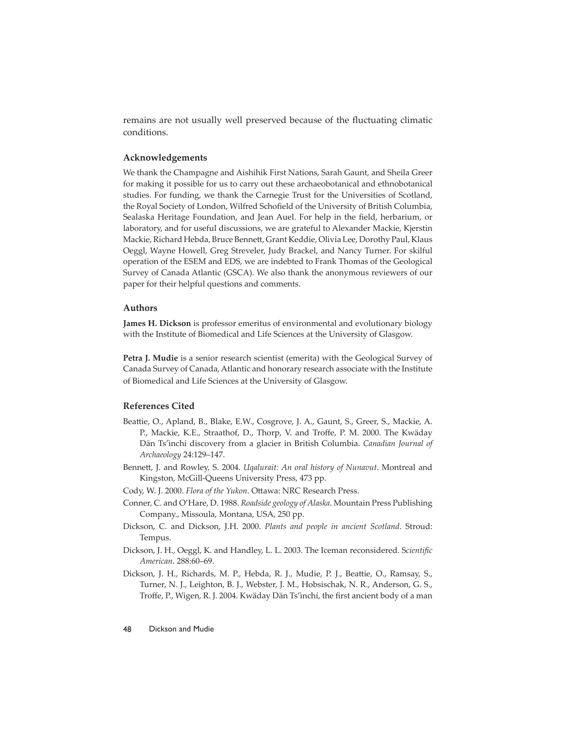remains are not usually well preserved because of the fluctuating climatic conditions.

### Acknowledgements

We thank the Champagne and Aishihik First Nations, Sarah Gaunt, and Sheila Greer for making it possible for us to carry out these archaeobotanical and ethnobotanical studies. For funding, we thank the Carnegie Trust for the Universities of Scotland, the Royal Society of London, Wilfred Schofield of the University of British Columbia, Sealaska Heritage Foundation, and Jean Auel. For help in the field, herbarium, or laboratory, and for useful discussions, we are grateful to Alexander Mackie, Kjerstin Mackie, Richard Hebda, Bruce Bennett, Grant Keddie, Olivia Lee, Dorothy Paul, Klaus Oeggl, Wayne Howell, Greg Streveler, Judy Brackel, and Nancy Turner. For skilful operation of the ESEM and EDS, we are indebted to Frank Thomas of the Geological Survey of Canada Atlantic (GSCA). We also thank the anonymous reviewers of our paper for their helpful questions and comments.

### Authors

**James H. Dickson** is professor emeritus of environmental and evolutionary biology with the Institute of Biomedical and Life Sciences at the University of Glasgow.

**Petra J. Mudie** is a senior research scientist (emerita) with the Geological Survey of Canada Survey of Canada, Atlantic and honorary research associate with the Institute of Biomedical and Life Sciences at the University of Glasgow.

### References Cited

Beattie, O., Apland, B., Blake, E.W., Cosgrove, J. A., Gaunt, S., Greer, S., Mackie, A. P., Mackie, K.E., Straathof, D., Thorp, V. and Troffe, P. M. 2000. The Kwäday Dän Ts'ìnchí discovery from a glacier in British Columbia. *Canadian Journal of Archaeology* 24:129–147.

Bennett, J. and Rowley, S. 2004. *Uqalurait: An oral history of Nunavut*. Montreal and Kingston, McGill-Queens University Press, 473 pp.

Cody, W. J. 2000. *Flora of the Yukon*. Ottawa: NRC Research Press.

Conner, C. and O'Hare, D. 1988. *Roadside geology of Alaska*. Mountain Press Publishing Company., Missoula, Montana, USA, 250 pp.

Dickson, C. and Dickson, J.H. 2000. *Plants and people in ancient Scotland*. Stroud: Tempus.

Dickson, J. H., Oeggl, K. and Handley, L. L. 2003. The Iceman reconsidered. S*cientific American*. 288:60–69.

Dickson, J. H., Richards, M. P., Hebda, R. J., Mudie, P. J., Beattie, O., Ramsay, S., Turner, N. J., Leighton, B. J., Webster, J. M., Hobsischak, N. R., Anderson, G. S., Troffe, P., Wigen, R. J. 2004. Kwäday Dän Ts'ìnchí, the first ancient body of a man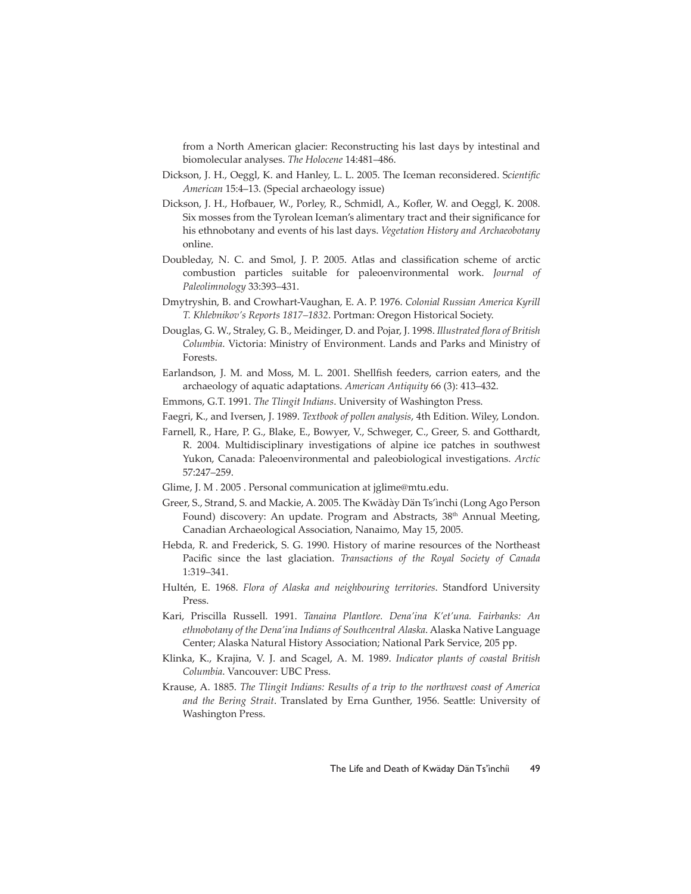from a North American glacier: Reconstructing his last days by intestinal and biomolecular analyses. *The Holocene* 14:481–486.

Dickson, J. H., Oeggl, K. and Hanley, L. L. 2005. The Iceman reconsidered. S*cientific American* 15:4–13. (Special archaeology issue)

Dickson, J. H., Hofbauer, W., Porley, R., Schmidl, A., Kofler, W. and Oeggl, K. 2008. Six mosses from the Tyrolean Iceman's alimentary tract and their significance for his ethnobotany and events of his last days. *Vegetation History and Archaeobotany* online.

Doubleday, N. C. and Smol, J. P. 2005. Atlas and classification scheme of arctic combustion particles suitable for paleoenvironmental work. *Journal of Paleolimnology* 33:393–431.

Dmytryshin, B. and Crowhart-Vaughan, E. A. P. 1976. *Colonial Russian America Kyrill T. Khlebnikov's Reports 1817–1832*. Portman: Oregon Historical Society.

Douglas, G. W., Straley, G. B., Meidinger, D. and Pojar, J. 1998. *Illustrated flora of British Columbia*. Victoria: Ministry of Environment. Lands and Parks and Ministry of Forests.

Earlandson, J. M. and Moss, M. L. 2001. Shellfish feeders, carrion eaters, and the archaeology of aquatic adaptations. *American Antiquity* 66 (3): 413–432.

Emmons, G.T. 1991. *The Tlingit Indians*. University of Washington Press.

Faegri, K., and Iversen, J. 1989. *Textbook of pollen analysis*, 4th Edition. Wiley, London.

Farnell, R., Hare, P. G., Blake, E., Bowyer, V., Schweger, C., Greer, S. and Gotthardt, R. 2004. Multidisciplinary investigations of alpine ice patches in southwest Yukon, Canada: Paleoenvironmental and paleobiological investigations. *Arctic* 57:247–259.

Glime, J. M . 2005 . Personal communication at jglime@mtu.edu.

Greer, S., Strand, S. and Mackie, A. 2005. The Kwädąy Dän Ts'ìnchi (Long Ago Person Found) discovery: An update. Program and Abstracts, 38th Annual Meeting, Canadian Archaeological Association, Nanaimo, May 15, 2005.

Hebda, R. and Frederick, S. G. 1990. History of marine resources of the Northeast Pacific since the last glaciation. *Transactions of the Royal Society of Canada* 1:319–341.

Hultén, E. 1968. *Flora of Alaska and neighbouring territories*. Standford University Press.

Kari, Priscilla Russell. 1991. *Tanaina Plantlore. Dena'ina K'et'una. Fairbanks: An ethnobotany of the Dena'ina Indians of Southcentral Alaska*. Alaska Native Language Center; Alaska Natural History Association; National Park Service, 205 pp.

Klinka, K., Krajina, V. J. and Scagel, A. M. 1989. *Indicator plants of coastal British Columbia*. Vancouver: UBC Press.

Krause, A. 1885. *The Tlingit Indians: Results of a trip to the northwest coast of America and the Bering Strait*. Translated by Erna Gunther, 1956. Seattle: University of Washington Press.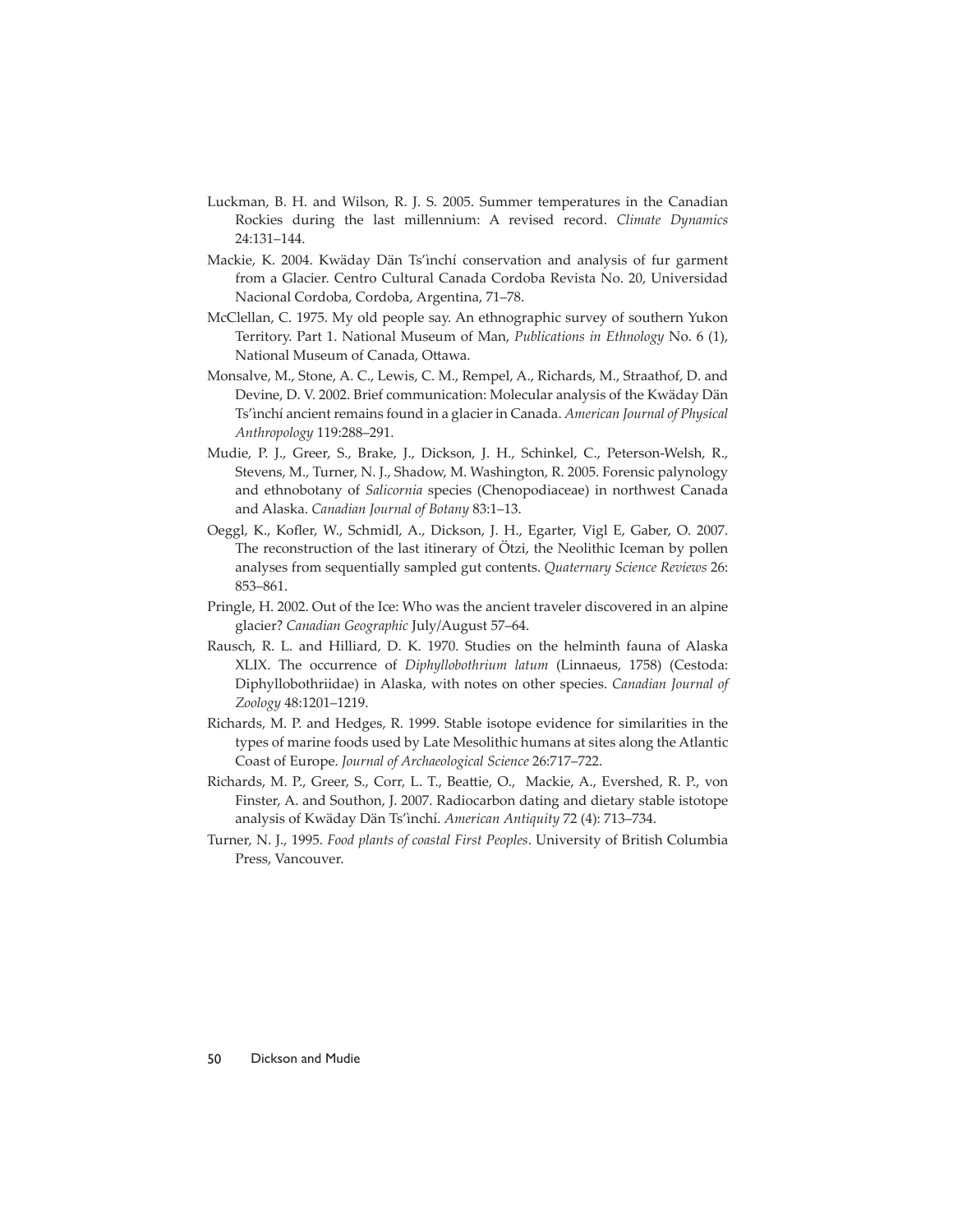Luckman, B. H. and Wilson, R. J. S. 2005. Summer temperatures in the Canadian Rockies during the last millennium: A revised record. *Climate Dynamics* 24:131–144.

Mackie, K. 2004. Kwäday Dän Ts'ìnchí conservation and analysis of fur garment from a Glacier. Centro Cultural Canada Cordoba Revista No. 20, Universidad Nacional Cordoba, Cordoba, Argentina, 71–78.

McClellan, C. 1975. My old people say. An ethnographic survey of southern Yukon Territory. Part 1. National Museum of Man, *Publications in Ethnology* No. 6 (1), National Museum of Canada, Ottawa.

Monsalve, M., Stone, A. C., Lewis, C. M., Rempel, A., Richards, M., Straathof, D. and Devine, D. V. 2002. Brief communication: Molecular analysis of the Kwäday Dän Ts'ìnchí ancient remains found in a glacier in Canada. *American Journal of Physical Anthropology* 119:288–291.

Mudie, P. J., Greer, S., Brake, J., Dickson, J. H., Schinkel, C., Peterson-Welsh, R., Stevens, M., Turner, N. J., Shadow, M. Washington, R. 2005. Forensic palynology and ethnobotany of *Salicornia* species (Chenopodiaceae) in northwest Canada and Alaska. *Canadian Journal of Botany* 83:1–13.

Oeggl, K., Kofler, W., Schmidl, A., Dickson, J. H., Egarter, Vigl E, Gaber, O. 2007. The reconstruction of the last itinerary of Ötzi, the Neolithic Iceman by pollen analyses from sequentially sampled gut contents. *Quaternary Science Reviews* 26: 853–861.

Pringle, H. 2002. Out of the Ice: Who was the ancient traveler discovered in an alpine glacier? *Canadian Geographic* July/August 57–64.

Rausch, R. L. and Hilliard, D. K. 1970. Studies on the helminth fauna of Alaska XLIX. The occurrence of *Diphyllobothrium latum* (Linnaeus, 1758) (Cestoda: Diphyllobothriidae) in Alaska, with notes on other species. *Canadian Journal of Zoology* 48:1201–1219.

Richards, M. P. and Hedges, R. 1999. Stable isotope evidence for similarities in the types of marine foods used by Late Mesolithic humans at sites along the Atlantic Coast of Europe. *Journal of Archaeological Science* 26:717–722.

Richards, M. P., Greer, S., Corr, L. T., Beattie, O., Mackie, A., Evershed, R. P., von Finster, A. and Southon, J. 2007. Radiocarbon dating and dietary stable istotope analysis of Kwäday Dän Ts'ìnchí. *American Antiquity* 72 (4): 713–734.

Turner, N. J., 1995. *Food plants of coastal First Peoples*. University of British Columbia Press, Vancouver.